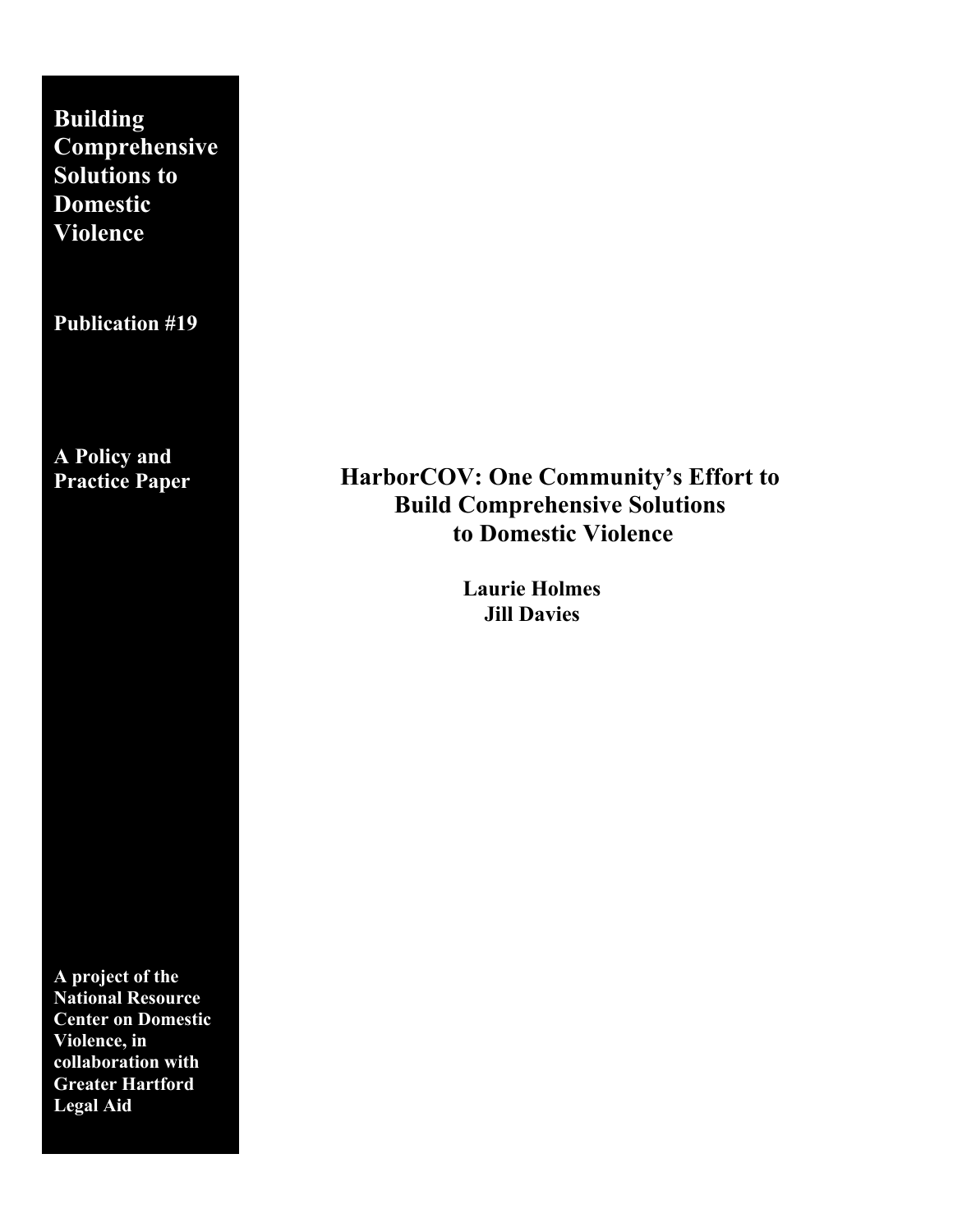**Building Comprehensive Solutions to Domestic Violence**

**Publication #19**

**A Policy and Practice Paper**

# HarborCOV: One Community's Effort to Build Comprehensive Solutions to Domestic Violence

**Laurie Holmes**
**Jill Davies**

**A project of the National Resource Center on Domestic Violence, in collaboration with Greater Hartford Legal Aid**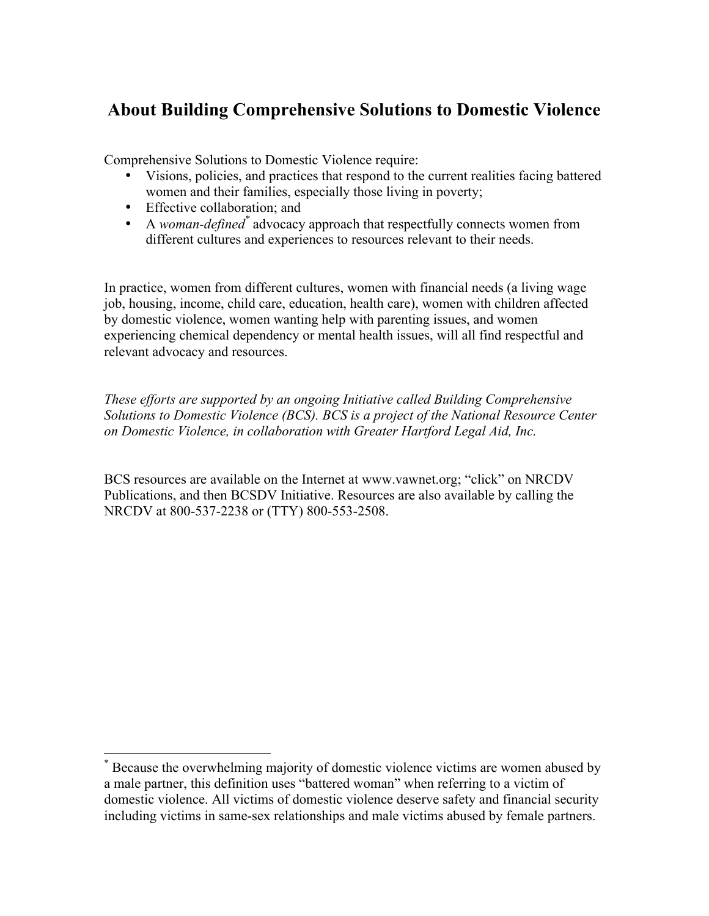# About Building Comprehensive Solutions to Domestic Violence

Comprehensive Solutions to Domestic Violence require:

- Visions, policies, and practices that respond to the current realities facing battered women and their families, especially those living in poverty;
- Effective collaboration; and
- A *woman-defined*[*] advocacy approach that respectfully connects women from different cultures and experiences to resources relevant to their needs.

In practice, women from different cultures, women with financial needs (a living wage job, housing, income, child care, education, health care), women with children affected by domestic violence, women wanting help with parenting issues, and women experiencing chemical dependency or mental health issues, will all find respectful and relevant advocacy and resources.

*These efforts are supported by an ongoing Initiative called Building Comprehensive Solutions to Domestic Violence (BCS). BCS is a project of the National Resource Center on Domestic Violence, in collaboration with Greater Hartford Legal Aid, Inc.*

BCS resources are available on the Internet at www.vawnet.org; "click" on NRCDV Publications, and then BCSDV Initiative. Resources are also available by calling the NRCDV at 800-537-2238 or (TTY) 800-553-2508.

---

[*] Because the overwhelming majority of domestic violence victims are women abused by a male partner, this definition uses "battered woman" when referring to a victim of domestic violence. All victims of domestic violence deserve safety and financial security including victims in same-sex relationships and male victims abused by female partners.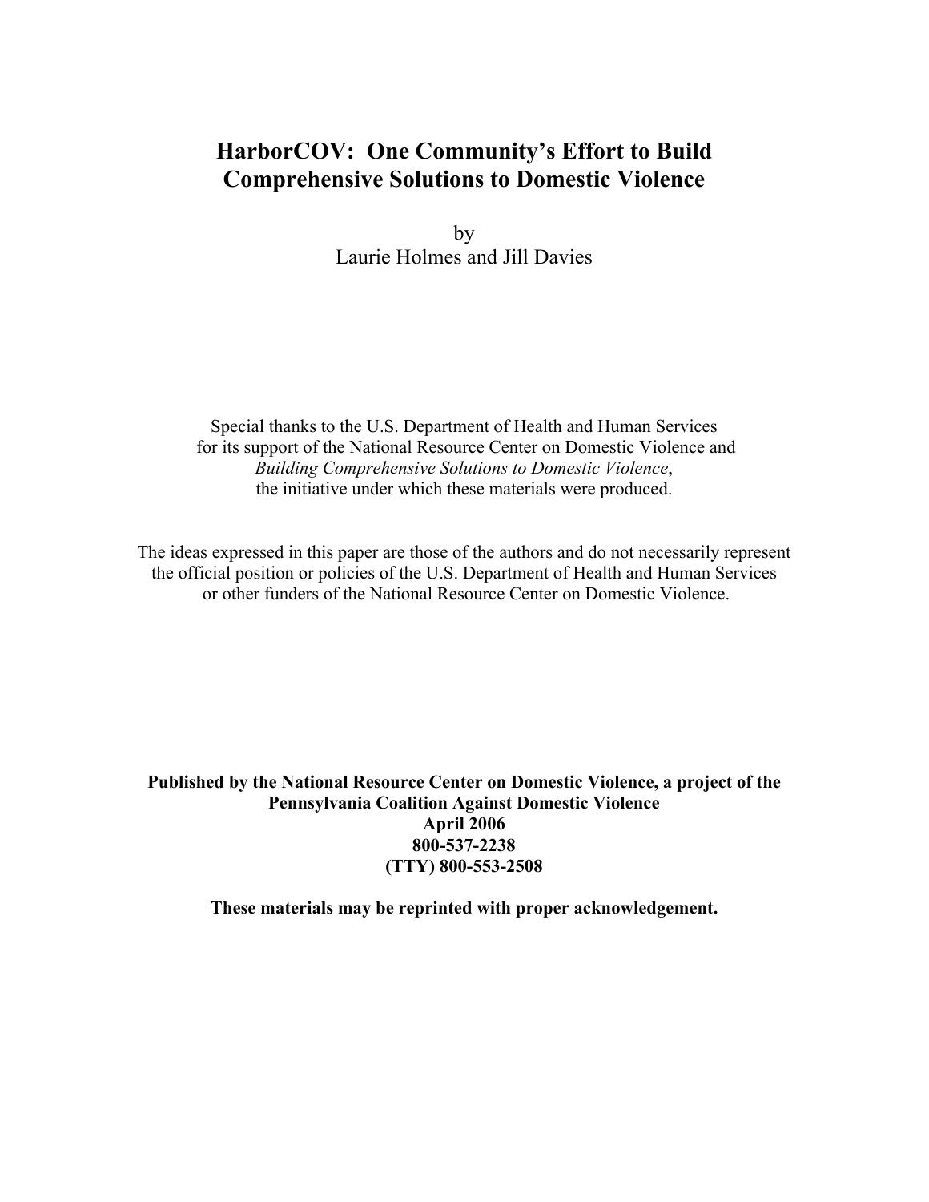# HarborCOV: One Community's Effort to Build Comprehensive Solutions to Domestic Violence

by
Laurie Holmes and Jill Davies

Special thanks to the U.S. Department of Health and Human Services for its support of the National Resource Center on Domestic Violence and *Building Comprehensive Solutions to Domestic Violence*, the initiative under which these materials were produced.

The ideas expressed in this paper are those of the authors and do not necessarily represent the official position or policies of the U.S. Department of Health and Human Services or other funders of the National Resource Center on Domestic Violence.

**Published by the National Resource Center on Domestic Violence, a project of the Pennsylvania Coalition Against Domestic Violence**
**April 2006**
**800-537-2238**
**(TTY) 800-553-2508**

**These materials may be reprinted with proper acknowledgement.**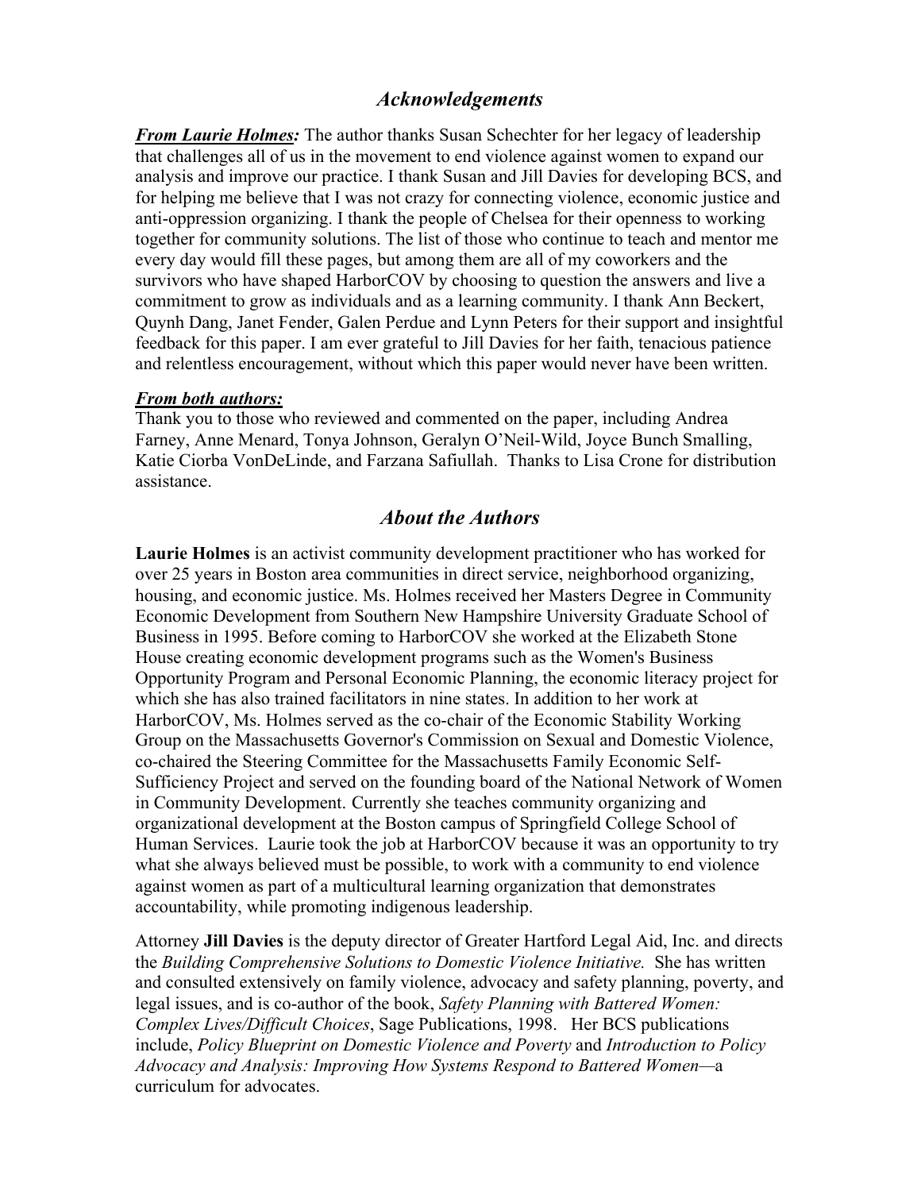## *Acknowledgements*

***From Laurie Holmes:*** The author thanks Susan Schechter for her legacy of leadership that challenges all of us in the movement to end violence against women to expand our analysis and improve our practice. I thank Susan and Jill Davies for developing BCS, and for helping me believe that I was not crazy for connecting violence, economic justice and anti-oppression organizing. I thank the people of Chelsea for their openness to working together for community solutions. The list of those who continue to teach and mentor me every day would fill these pages, but among them are all of my coworkers and the survivors who have shaped HarborCOV by choosing to question the answers and live a commitment to grow as individuals and as a learning community. I thank Ann Beckert, Quynh Dang, Janet Fender, Galen Perdue and Lynn Peters for their support and insightful feedback for this paper. I am ever grateful to Jill Davies for her faith, tenacious patience and relentless encouragement, without which this paper would never have been written.

***From both authors:***
Thank you to those who reviewed and commented on the paper, including Andrea Farney, Anne Menard, Tonya Johnson, Geralyn O'Neil-Wild, Joyce Bunch Smalling, Katie Ciorba VonDeLinde, and Farzana Safiullah. Thanks to Lisa Crone for distribution assistance.

## *About the Authors*

**Laurie Holmes** is an activist community development practitioner who has worked for over 25 years in Boston area communities in direct service, neighborhood organizing, housing, and economic justice. Ms. Holmes received her Masters Degree in Community Economic Development from Southern New Hampshire University Graduate School of Business in 1995. Before coming to HarborCOV she worked at the Elizabeth Stone House creating economic development programs such as the Women's Business Opportunity Program and Personal Economic Planning, the economic literacy project for which she has also trained facilitators in nine states. In addition to her work at HarborCOV, Ms. Holmes served as the co-chair of the Economic Stability Working Group on the Massachusetts Governor's Commission on Sexual and Domestic Violence, co-chaired the Steering Committee for the Massachusetts Family Economic Self-Sufficiency Project and served on the founding board of the National Network of Women in Community Development. Currently she teaches community organizing and organizational development at the Boston campus of Springfield College School of Human Services. Laurie took the job at HarborCOV because it was an opportunity to try what she always believed must be possible, to work with a community to end violence against women as part of a multicultural learning organization that demonstrates accountability, while promoting indigenous leadership.

Attorney **Jill Davies** is the deputy director of Greater Hartford Legal Aid, Inc. and directs the *Building Comprehensive Solutions to Domestic Violence Initiative.* She has written and consulted extensively on family violence, advocacy and safety planning, poverty, and legal issues, and is co-author of the book, *Safety Planning with Battered Women: Complex Lives/Difficult Choices*, Sage Publications, 1998. Her BCS publications include, *Policy Blueprint on Domestic Violence and Poverty* and *Introduction to Policy Advocacy and Analysis: Improving How Systems Respond to Battered Women*—a curriculum for advocates.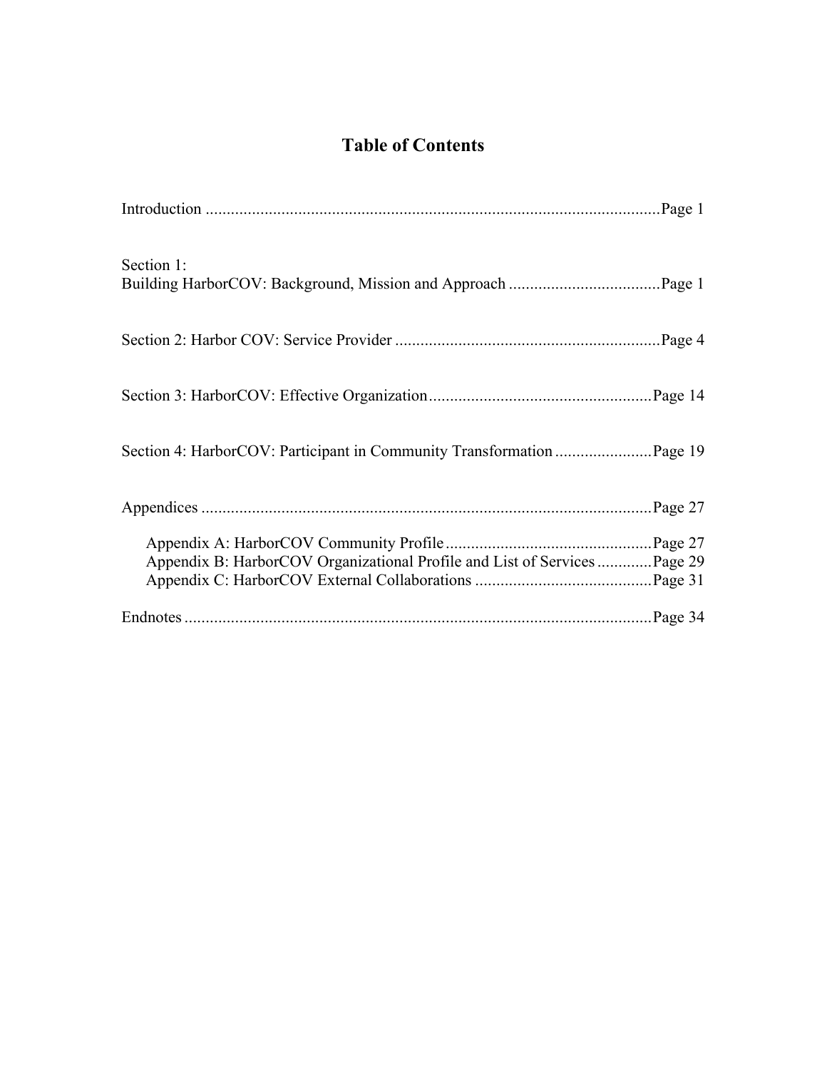# Table of Contents

Introduction ............................................................................................................Page 1

Section 1:
Building HarborCOV: Background, Mission and Approach ....................................Page 1

Section 2: Harbor COV: Service Provider ...............................................................Page 4

Section 3: HarborCOV: Effective Organization.....................................................Page 14

Section 4: HarborCOV: Participant in Community Transformation .......................Page 19

Appendices ...........................................................................................................Page 27

- Appendix A: HarborCOV Community Profile.................................................Page 27
- Appendix B: HarborCOV Organizational Profile and List of Services .............Page 29
- Appendix C: HarborCOV External Collaborations ..........................................Page 31

Endnotes ...............................................................................................................Page 34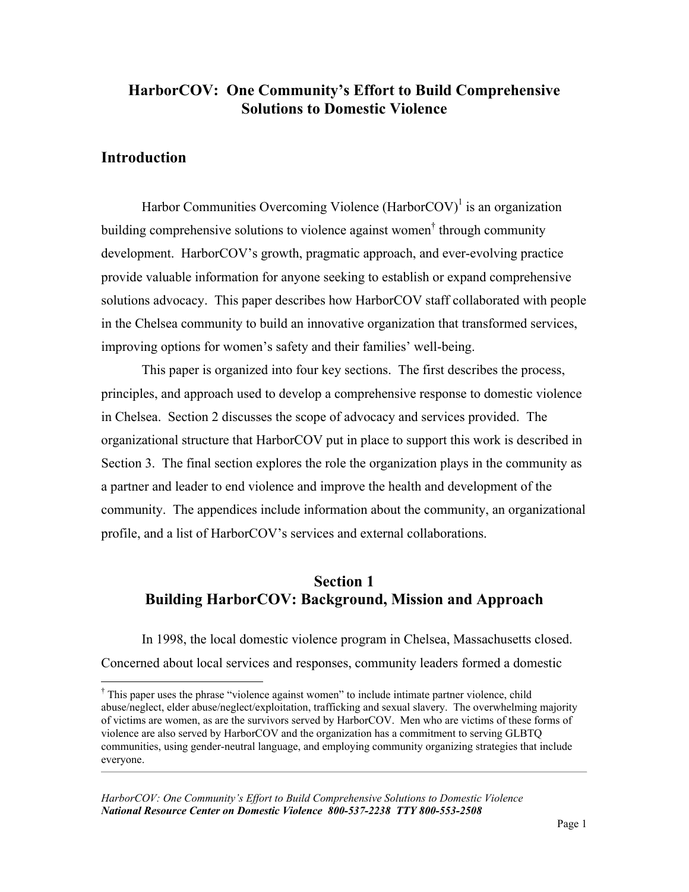## HarborCOV: One Community's Effort to Build Comprehensive Solutions to Domestic Violence

## Introduction

Harbor Communities Overcoming Violence (HarborCOV)[1] is an organization building comprehensive solutions to violence against women[†] through community development. HarborCOV's growth, pragmatic approach, and ever-evolving practice provide valuable information for anyone seeking to establish or expand comprehensive solutions advocacy. This paper describes how HarborCOV staff collaborated with people in the Chelsea community to build an innovative organization that transformed services, improving options for women's safety and their families' well-being.

This paper is organized into four key sections. The first describes the process, principles, and approach used to develop a comprehensive response to domestic violence in Chelsea. Section 2 discusses the scope of advocacy and services provided. The organizational structure that HarborCOV put in place to support this work is described in Section 3. The final section explores the role the organization plays in the community as a partner and leader to end violence and improve the health and development of the community. The appendices include information about the community, an organizational profile, and a list of HarborCOV's services and external collaborations.

## Section 1
## Building HarborCOV: Background, Mission and Approach

In 1998, the local domestic violence program in Chelsea, Massachusetts closed. Concerned about local services and responses, community leaders formed a domestic

[†] This paper uses the phrase "violence against women" to include intimate partner violence, child abuse/neglect, elder abuse/neglect/exploitation, trafficking and sexual slavery. The overwhelming majority of victims are women, as are the survivors served by HarborCOV. Men who are victims of these forms of violence are also served by HarborCOV and the organization has a commitment to serving GLBTQ communities, using gender-neutral language, and employing community organizing strategies that include everyone.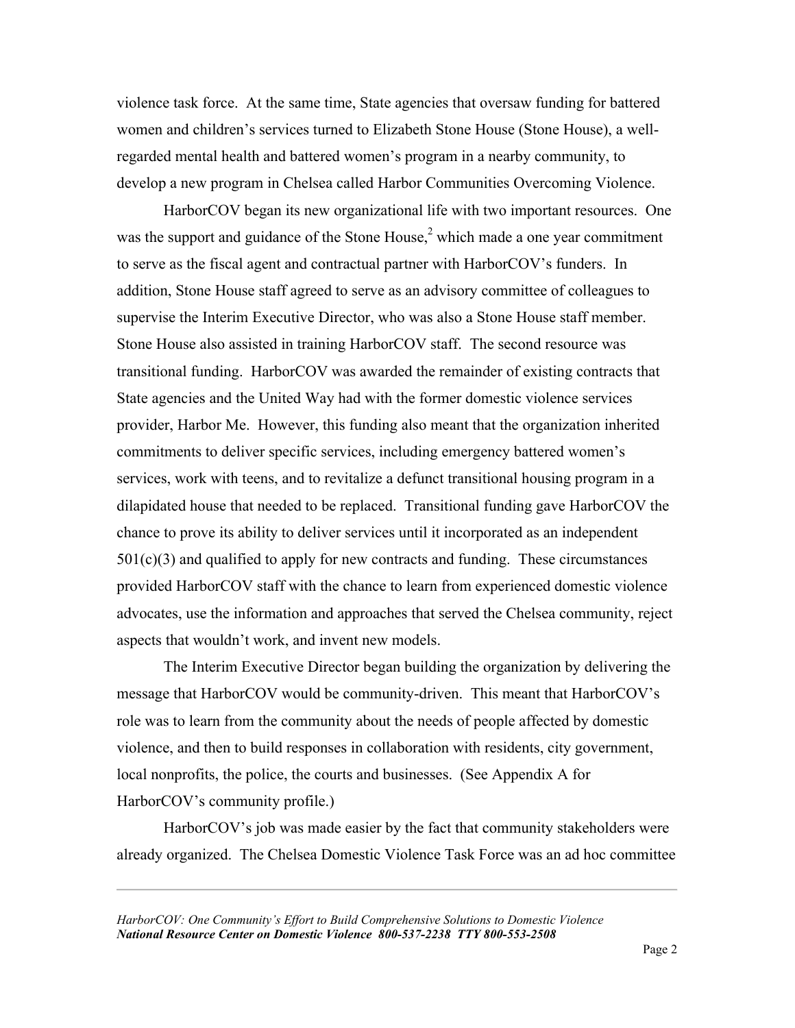violence task force. At the same time, State agencies that oversaw funding for battered women and children's services turned to Elizabeth Stone House (Stone House), a well-regarded mental health and battered women's program in a nearby community, to develop a new program in Chelsea called Harbor Communities Overcoming Violence.

HarborCOV began its new organizational life with two important resources. One was the support and guidance of the Stone House,[2] which made a one year commitment to serve as the fiscal agent and contractual partner with HarborCOV's funders. In addition, Stone House staff agreed to serve as an advisory committee of colleagues to supervise the Interim Executive Director, who was also a Stone House staff member. Stone House also assisted in training HarborCOV staff. The second resource was transitional funding. HarborCOV was awarded the remainder of existing contracts that State agencies and the United Way had with the former domestic violence services provider, Harbor Me. However, this funding also meant that the organization inherited commitments to deliver specific services, including emergency battered women's services, work with teens, and to revitalize a defunct transitional housing program in a dilapidated house that needed to be replaced. Transitional funding gave HarborCOV the chance to prove its ability to deliver services until it incorporated as an independent 501(c)(3) and qualified to apply for new contracts and funding. These circumstances provided HarborCOV staff with the chance to learn from experienced domestic violence advocates, use the information and approaches that served the Chelsea community, reject aspects that wouldn't work, and invent new models.

The Interim Executive Director began building the organization by delivering the message that HarborCOV would be community-driven. This meant that HarborCOV's role was to learn from the community about the needs of people affected by domestic violence, and then to build responses in collaboration with residents, city government, local nonprofits, the police, the courts and businesses. (See Appendix A for HarborCOV's community profile.)

HarborCOV's job was made easier by the fact that community stakeholders were already organized. The Chelsea Domestic Violence Task Force was an ad hoc committee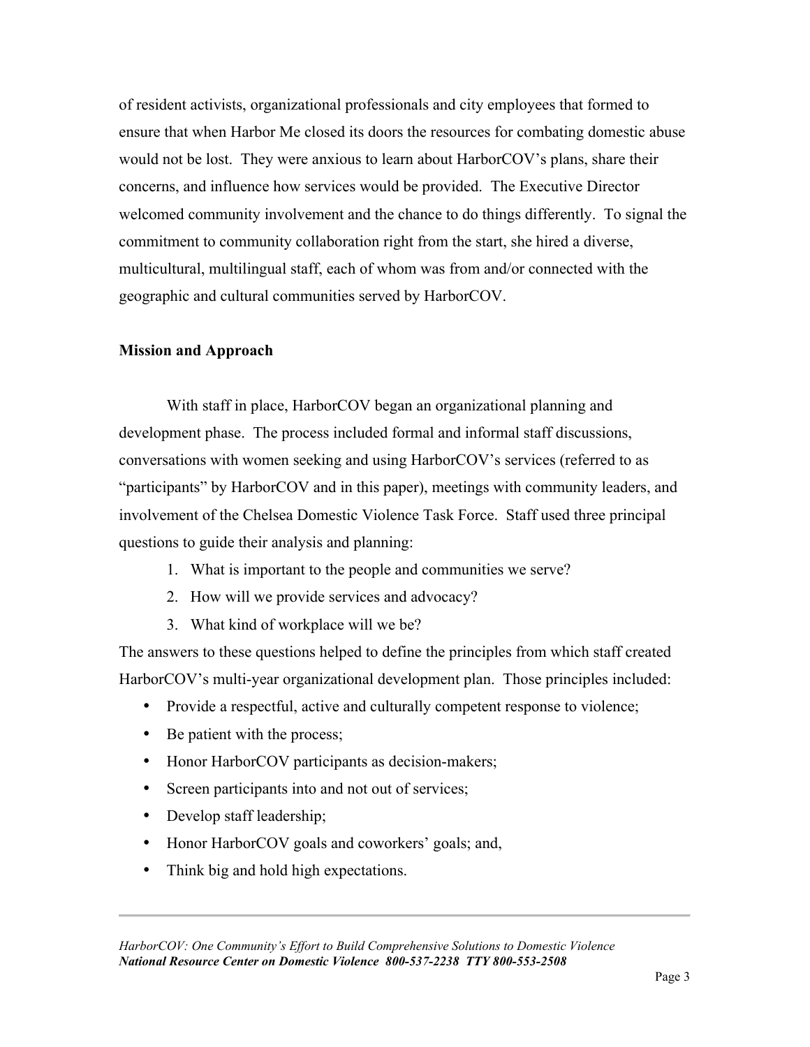of resident activists, organizational professionals and city employees that formed to ensure that when Harbor Me closed its doors the resources for combating domestic abuse would not be lost. They were anxious to learn about HarborCOV's plans, share their concerns, and influence how services would be provided. The Executive Director welcomed community involvement and the chance to do things differently. To signal the commitment to community collaboration right from the start, she hired a diverse, multicultural, multilingual staff, each of whom was from and/or connected with the geographic and cultural communities served by HarborCOV.

**Mission and Approach**

With staff in place, HarborCOV began an organizational planning and development phase. The process included formal and informal staff discussions, conversations with women seeking and using HarborCOV's services (referred to as "participants" by HarborCOV and in this paper), meetings with community leaders, and involvement of the Chelsea Domestic Violence Task Force. Staff used three principal questions to guide their analysis and planning:

1. What is important to the people and communities we serve?
2. How will we provide services and advocacy?
3. What kind of workplace will we be?

The answers to these questions helped to define the principles from which staff created HarborCOV's multi-year organizational development plan. Those principles included:

- Provide a respectful, active and culturally competent response to violence;
- Be patient with the process;
- Honor HarborCOV participants as decision-makers;
- Screen participants into and not out of services;
- Develop staff leadership;
- Honor HarborCOV goals and coworkers' goals; and,
- Think big and hold high expectations.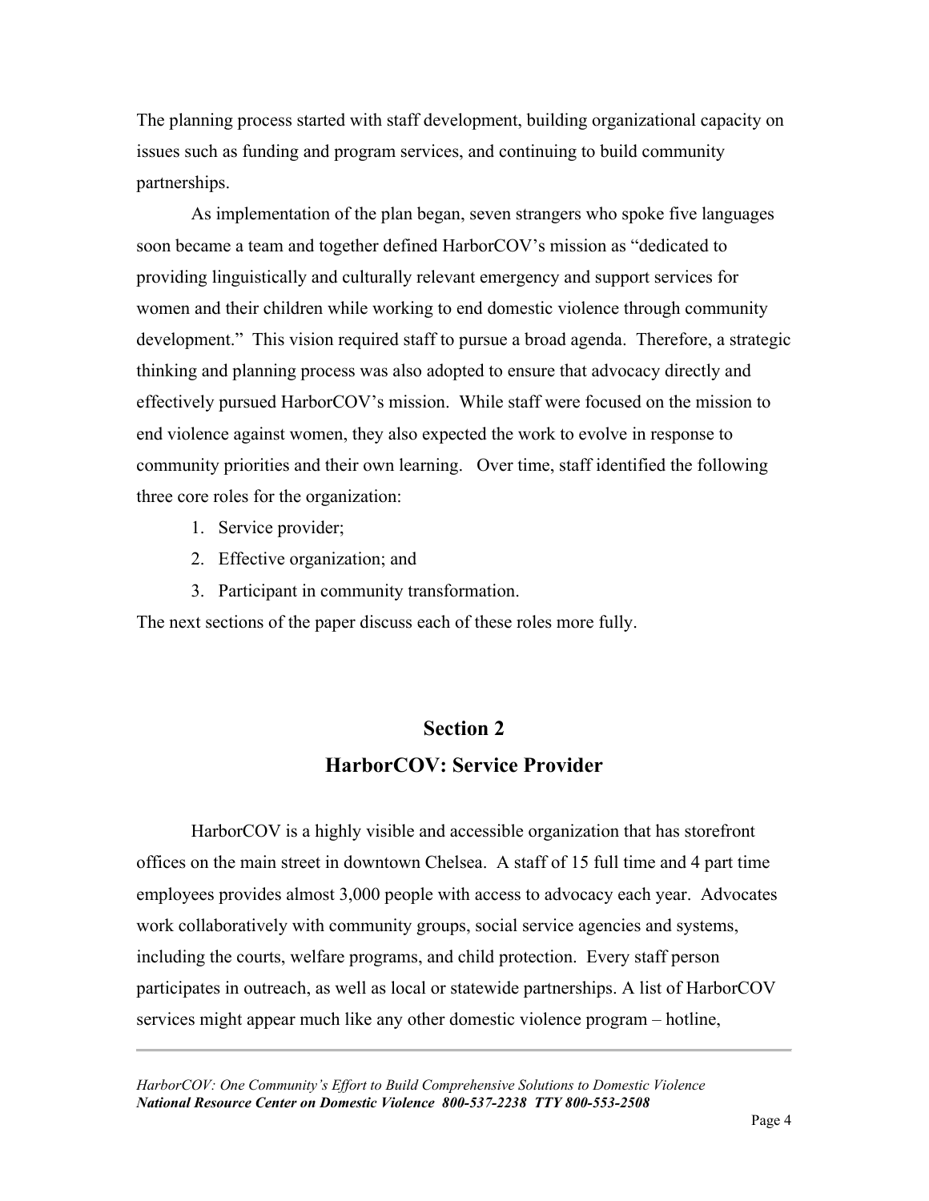The planning process started with staff development, building organizational capacity on issues such as funding and program services, and continuing to build community partnerships.

As implementation of the plan began, seven strangers who spoke five languages soon became a team and together defined HarborCOV's mission as "dedicated to providing linguistically and culturally relevant emergency and support services for women and their children while working to end domestic violence through community development." This vision required staff to pursue a broad agenda. Therefore, a strategic thinking and planning process was also adopted to ensure that advocacy directly and effectively pursued HarborCOV's mission. While staff were focused on the mission to end violence against women, they also expected the work to evolve in response to community priorities and their own learning. Over time, staff identified the following three core roles for the organization:

1. Service provider;
2. Effective organization; and
3. Participant in community transformation.

The next sections of the paper discuss each of these roles more fully.

## Section 2
## HarborCOV: Service Provider

HarborCOV is a highly visible and accessible organization that has storefront offices on the main street in downtown Chelsea. A staff of 15 full time and 4 part time employees provides almost 3,000 people with access to advocacy each year. Advocates work collaboratively with community groups, social service agencies and systems, including the courts, welfare programs, and child protection. Every staff person participates in outreach, as well as local or statewide partnerships. A list of HarborCOV services might appear much like any other domestic violence program – hotline,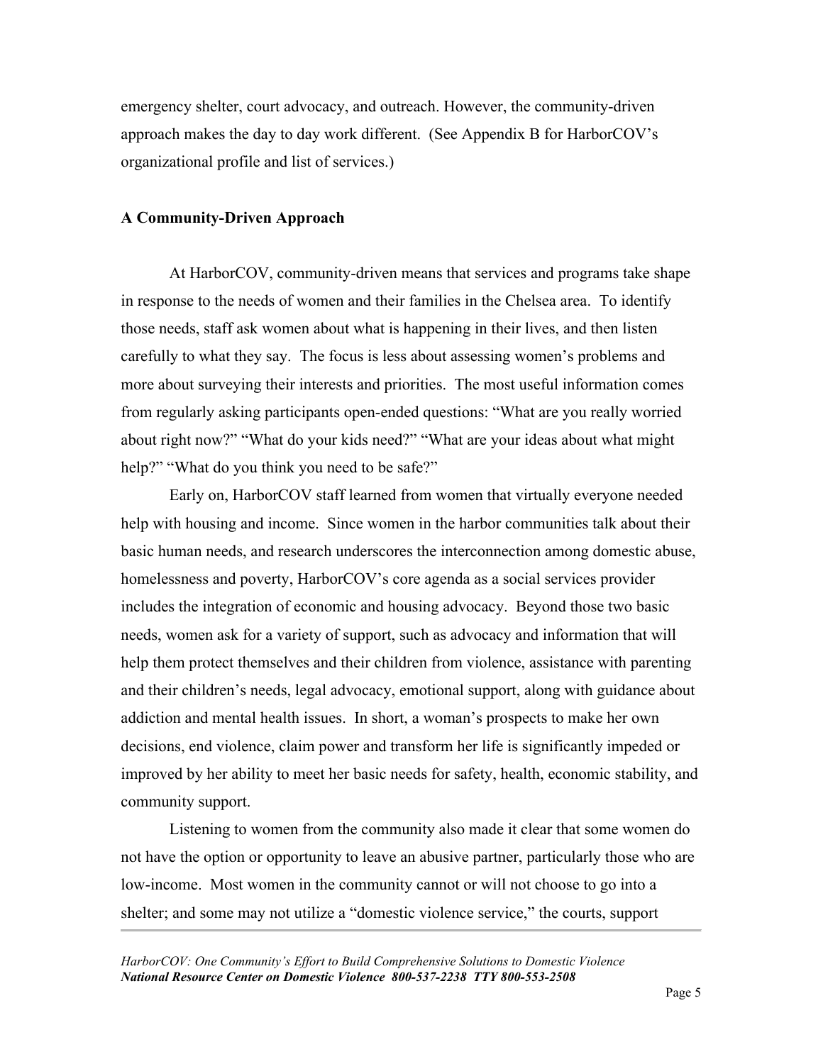emergency shelter, court advocacy, and outreach. However, the community-driven approach makes the day to day work different. (See Appendix B for HarborCOV's organizational profile and list of services.)

## A Community-Driven Approach

At HarborCOV, community-driven means that services and programs take shape in response to the needs of women and their families in the Chelsea area. To identify those needs, staff ask women about what is happening in their lives, and then listen carefully to what they say. The focus is less about assessing women's problems and more about surveying their interests and priorities. The most useful information comes from regularly asking participants open-ended questions: "What are you really worried about right now?" "What do your kids need?" "What are your ideas about what might help?" "What do you think you need to be safe?"

Early on, HarborCOV staff learned from women that virtually everyone needed help with housing and income. Since women in the harbor communities talk about their basic human needs, and research underscores the interconnection among domestic abuse, homelessness and poverty, HarborCOV's core agenda as a social services provider includes the integration of economic and housing advocacy. Beyond those two basic needs, women ask for a variety of support, such as advocacy and information that will help them protect themselves and their children from violence, assistance with parenting and their children's needs, legal advocacy, emotional support, along with guidance about addiction and mental health issues. In short, a woman's prospects to make her own decisions, end violence, claim power and transform her life is significantly impeded or improved by her ability to meet her basic needs for safety, health, economic stability, and community support.

Listening to women from the community also made it clear that some women do not have the option or opportunity to leave an abusive partner, particularly those who are low-income. Most women in the community cannot or will not choose to go into a shelter; and some may not utilize a "domestic violence service," the courts, support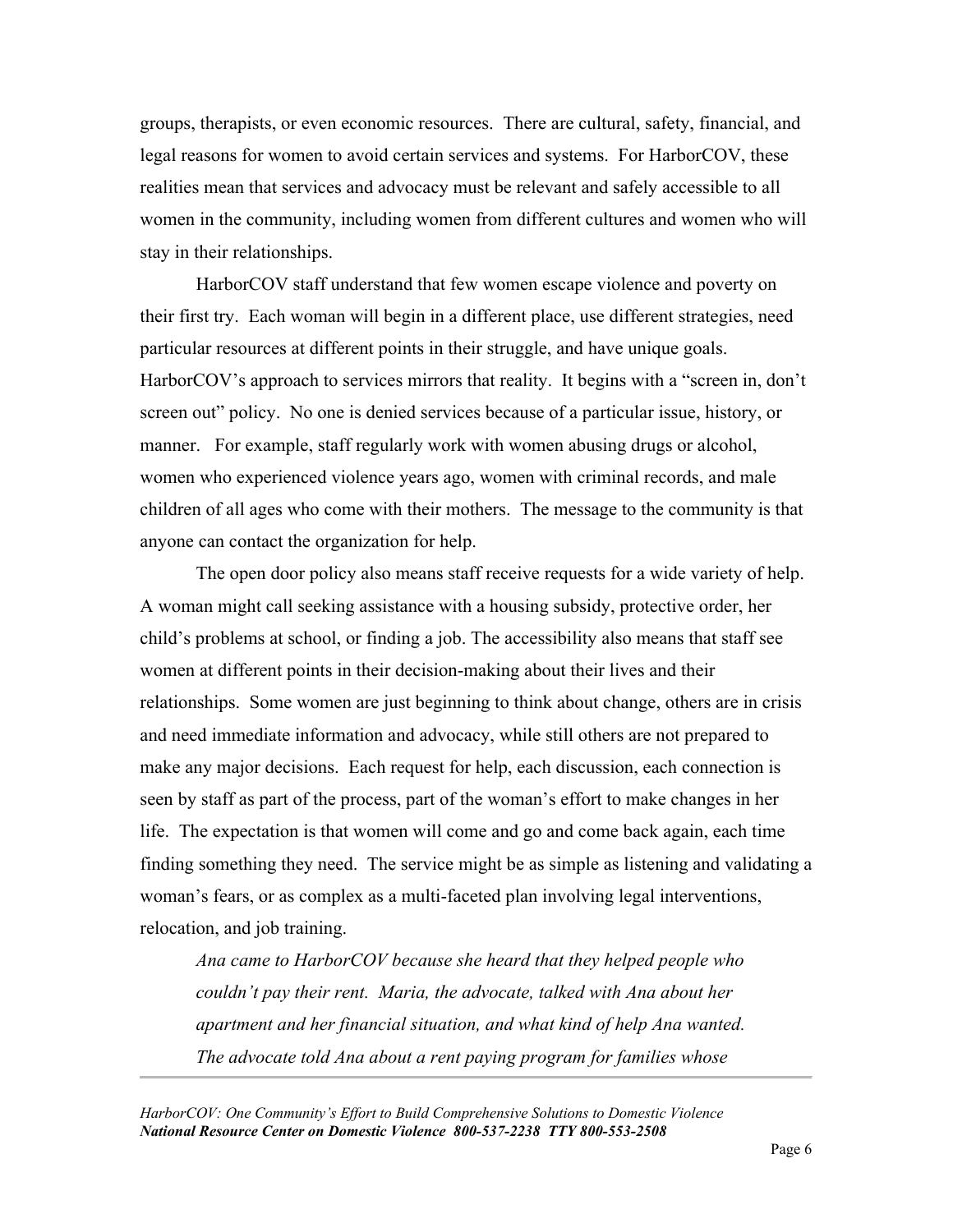groups, therapists, or even economic resources. There are cultural, safety, financial, and legal reasons for women to avoid certain services and systems. For HarborCOV, these realities mean that services and advocacy must be relevant and safely accessible to all women in the community, including women from different cultures and women who will stay in their relationships.

HarborCOV staff understand that few women escape violence and poverty on their first try. Each woman will begin in a different place, use different strategies, need particular resources at different points in their struggle, and have unique goals. HarborCOV's approach to services mirrors that reality. It begins with a "screen in, don't screen out" policy. No one is denied services because of a particular issue, history, or manner. For example, staff regularly work with women abusing drugs or alcohol, women who experienced violence years ago, women with criminal records, and male children of all ages who come with their mothers. The message to the community is that anyone can contact the organization for help.

The open door policy also means staff receive requests for a wide variety of help. A woman might call seeking assistance with a housing subsidy, protective order, her child's problems at school, or finding a job. The accessibility also means that staff see women at different points in their decision-making about their lives and their relationships. Some women are just beginning to think about change, others are in crisis and need immediate information and advocacy, while still others are not prepared to make any major decisions. Each request for help, each discussion, each connection is seen by staff as part of the process, part of the woman's effort to make changes in her life. The expectation is that women will come and go and come back again, each time finding something they need. The service might be as simple as listening and validating a woman's fears, or as complex as a multi-faceted plan involving legal interventions, relocation, and job training.

> *Ana came to HarborCOV because she heard that they helped people who couldn't pay their rent. Maria, the advocate, talked with Ana about her apartment and her financial situation, and what kind of help Ana wanted. The advocate told Ana about a rent paying program for families whose*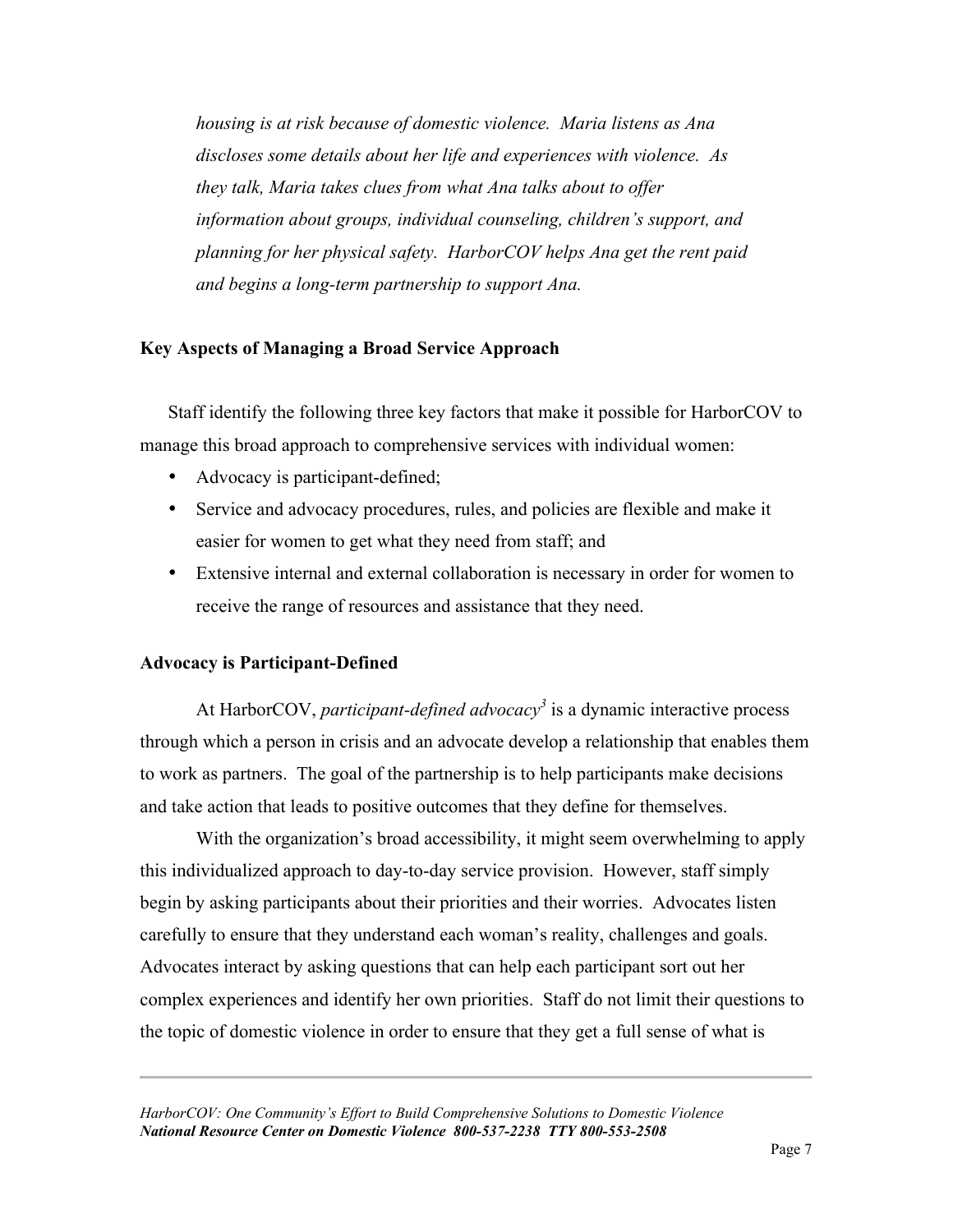*housing is at risk because of domestic violence. Maria listens as Ana discloses some details about her life and experiences with violence. As they talk, Maria takes clues from what Ana talks about to offer information about groups, individual counseling, children's support, and planning for her physical safety. HarborCOV helps Ana get the rent paid and begins a long-term partnership to support Ana.*

## Key Aspects of Managing a Broad Service Approach

Staff identify the following three key factors that make it possible for HarborCOV to manage this broad approach to comprehensive services with individual women:

- Advocacy is participant-defined;
- Service and advocacy procedures, rules, and policies are flexible and make it easier for women to get what they need from staff; and
- Extensive internal and external collaboration is necessary in order for women to receive the range of resources and assistance that they need.

## Advocacy is Participant-Defined

At HarborCOV, *participant-defined advocacy*[3] is a dynamic interactive process through which a person in crisis and an advocate develop a relationship that enables them to work as partners. The goal of the partnership is to help participants make decisions and take action that leads to positive outcomes that they define for themselves.

With the organization's broad accessibility, it might seem overwhelming to apply this individualized approach to day-to-day service provision. However, staff simply begin by asking participants about their priorities and their worries. Advocates listen carefully to ensure that they understand each woman's reality, challenges and goals. Advocates interact by asking questions that can help each participant sort out her complex experiences and identify her own priorities. Staff do not limit their questions to the topic of domestic violence in order to ensure that they get a full sense of what is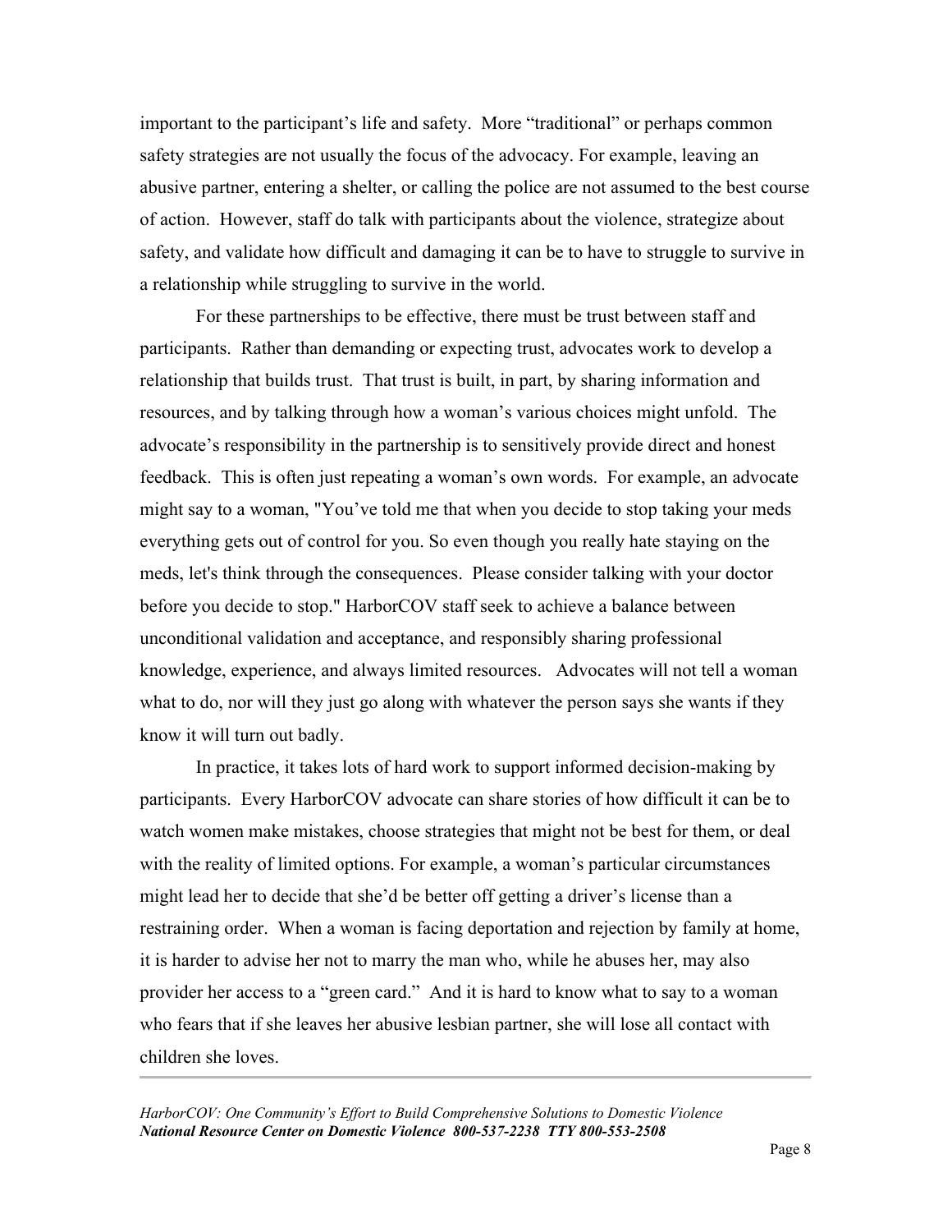important to the participant's life and safety. More "traditional" or perhaps common safety strategies are not usually the focus of the advocacy. For example, leaving an abusive partner, entering a shelter, or calling the police are not assumed to the best course of action. However, staff do talk with participants about the violence, strategize about safety, and validate how difficult and damaging it can be to have to struggle to survive in a relationship while struggling to survive in the world.

For these partnerships to be effective, there must be trust between staff and participants. Rather than demanding or expecting trust, advocates work to develop a relationship that builds trust. That trust is built, in part, by sharing information and resources, and by talking through how a woman's various choices might unfold. The advocate's responsibility in the partnership is to sensitively provide direct and honest feedback. This is often just repeating a woman's own words. For example, an advocate might say to a woman, "You've told me that when you decide to stop taking your meds everything gets out of control for you. So even though you really hate staying on the meds, let's think through the consequences. Please consider talking with your doctor before you decide to stop." HarborCOV staff seek to achieve a balance between unconditional validation and acceptance, and responsibly sharing professional knowledge, experience, and always limited resources. Advocates will not tell a woman what to do, nor will they just go along with whatever the person says she wants if they know it will turn out badly.

In practice, it takes lots of hard work to support informed decision-making by participants. Every HarborCOV advocate can share stories of how difficult it can be to watch women make mistakes, choose strategies that might not be best for them, or deal with the reality of limited options. For example, a woman's particular circumstances might lead her to decide that she'd be better off getting a driver's license than a restraining order. When a woman is facing deportation and rejection by family at home, it is harder to advise her not to marry the man who, while he abuses her, may also provider her access to a "green card." And it is hard to know what to say to a woman who fears that if she leaves her abusive lesbian partner, she will lose all contact with children she loves.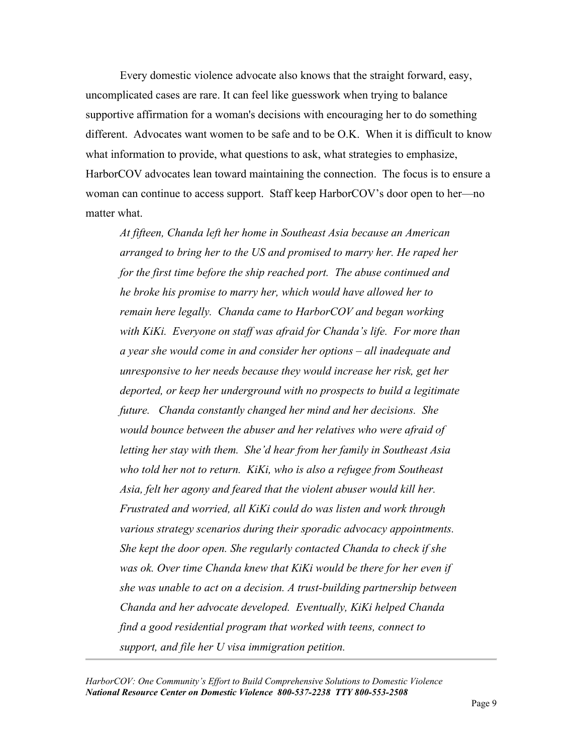Every domestic violence advocate also knows that the straight forward, easy, uncomplicated cases are rare. It can feel like guesswork when trying to balance supportive affirmation for a woman's decisions with encouraging her to do something different. Advocates want women to be safe and to be O.K. When it is difficult to know what information to provide, what questions to ask, what strategies to emphasize, HarborCOV advocates lean toward maintaining the connection. The focus is to ensure a woman can continue to access support. Staff keep HarborCOV's door open to her—no matter what.

> *At fifteen, Chanda left her home in Southeast Asia because an American arranged to bring her to the US and promised to marry her. He raped her for the first time before the ship reached port. The abuse continued and he broke his promise to marry her, which would have allowed her to remain here legally. Chanda came to HarborCOV and began working with KiKi. Everyone on staff was afraid for Chanda's life. For more than a year she would come in and consider her options – all inadequate and unresponsive to her needs because they would increase her risk, get her deported, or keep her underground with no prospects to build a legitimate future. Chanda constantly changed her mind and her decisions. She would bounce between the abuser and her relatives who were afraid of letting her stay with them. She'd hear from her family in Southeast Asia who told her not to return. KiKi, who is also a refugee from Southeast Asia, felt her agony and feared that the violent abuser would kill her. Frustrated and worried, all KiKi could do was listen and work through various strategy scenarios during their sporadic advocacy appointments. She kept the door open. She regularly contacted Chanda to check if she was ok. Over time Chanda knew that KiKi would be there for her even if she was unable to act on a decision. A trust-building partnership between Chanda and her advocate developed. Eventually, KiKi helped Chanda find a good residential program that worked with teens, connect to support, and file her U visa immigration petition.*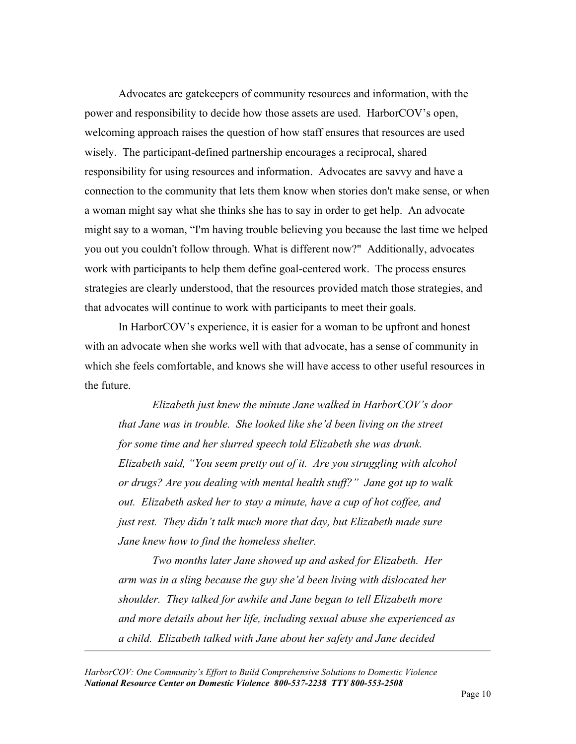Advocates are gatekeepers of community resources and information, with the power and responsibility to decide how those assets are used. HarborCOV's open, welcoming approach raises the question of how staff ensures that resources are used wisely. The participant-defined partnership encourages a reciprocal, shared responsibility for using resources and information. Advocates are savvy and have a connection to the community that lets them know when stories don't make sense, or when a woman might say what she thinks she has to say in order to get help. An advocate might say to a woman, "I'm having trouble believing you because the last time we helped you out you couldn't follow through. What is different now?" Additionally, advocates work with participants to help them define goal-centered work. The process ensures strategies are clearly understood, that the resources provided match those strategies, and that advocates will continue to work with participants to meet their goals.

In HarborCOV's experience, it is easier for a woman to be upfront and honest with an advocate when she works well with that advocate, has a sense of community in which she feels comfortable, and knows she will have access to other useful resources in the future.

> *Elizabeth just knew the minute Jane walked in HarborCOV's door that Jane was in trouble. She looked like she'd been living on the street for some time and her slurred speech told Elizabeth she was drunk. Elizabeth said, "You seem pretty out of it. Are you struggling with alcohol or drugs? Are you dealing with mental health stuff?" Jane got up to walk out. Elizabeth asked her to stay a minute, have a cup of hot coffee, and just rest. They didn't talk much more that day, but Elizabeth made sure Jane knew how to find the homeless shelter.*
>
> *Two months later Jane showed up and asked for Elizabeth. Her arm was in a sling because the guy she'd been living with dislocated her shoulder. They talked for awhile and Jane began to tell Elizabeth more and more details about her life, including sexual abuse she experienced as a child. Elizabeth talked with Jane about her safety and Jane decided*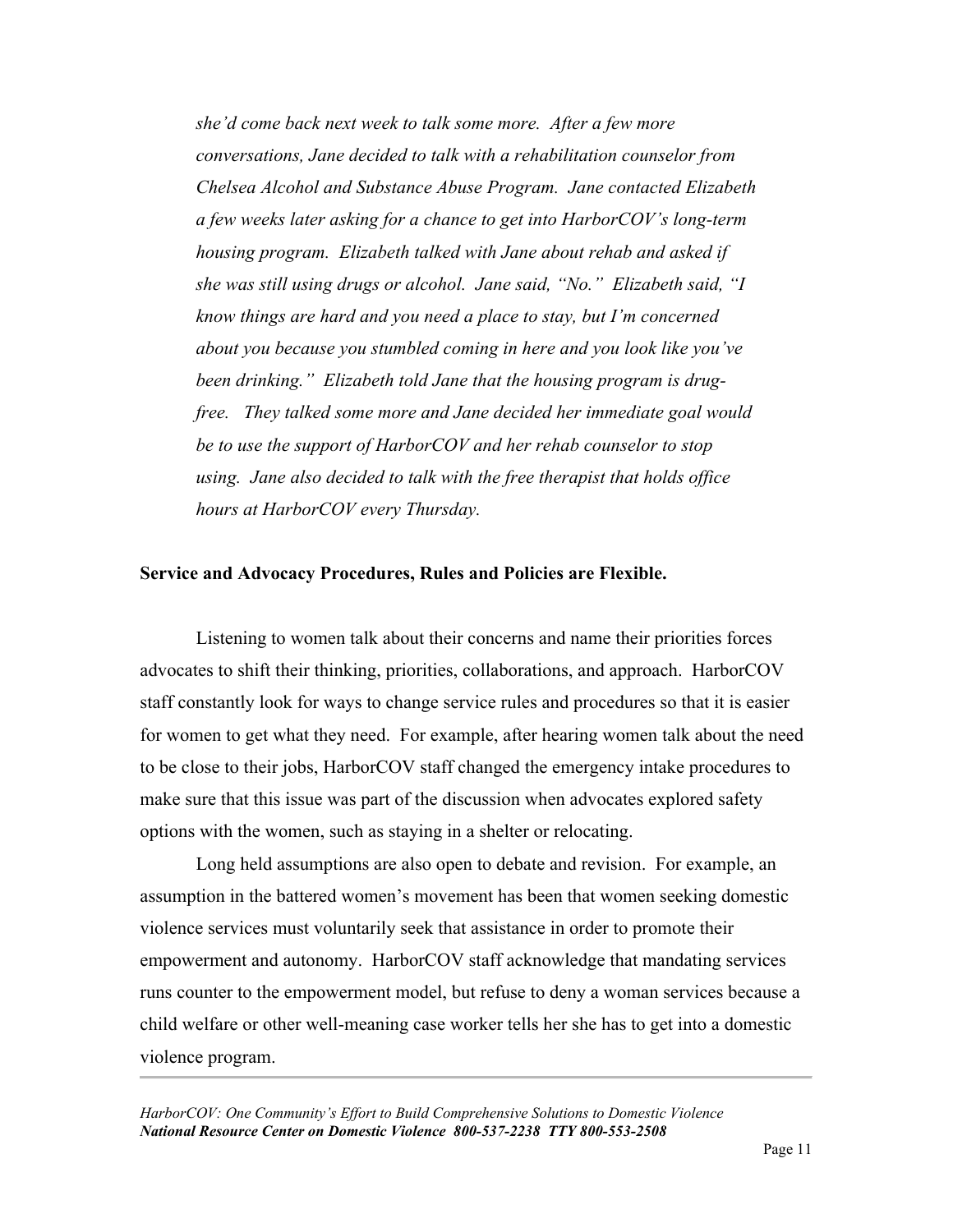*she'd come back next week to talk some more. After a few more conversations, Jane decided to talk with a rehabilitation counselor from Chelsea Alcohol and Substance Abuse Program. Jane contacted Elizabeth a few weeks later asking for a chance to get into HarborCOV's long-term housing program. Elizabeth talked with Jane about rehab and asked if she was still using drugs or alcohol. Jane said, "No." Elizabeth said, "I know things are hard and you need a place to stay, but I'm concerned about you because you stumbled coming in here and you look like you've been drinking." Elizabeth told Jane that the housing program is drug-free. They talked some more and Jane decided her immediate goal would be to use the support of HarborCOV and her rehab counselor to stop using. Jane also decided to talk with the free therapist that holds office hours at HarborCOV every Thursday.*

**Service and Advocacy Procedures, Rules and Policies are Flexible.**

Listening to women talk about their concerns and name their priorities forces advocates to shift their thinking, priorities, collaborations, and approach. HarborCOV staff constantly look for ways to change service rules and procedures so that it is easier for women to get what they need. For example, after hearing women talk about the need to be close to their jobs, HarborCOV staff changed the emergency intake procedures to make sure that this issue was part of the discussion when advocates explored safety options with the women, such as staying in a shelter or relocating.

Long held assumptions are also open to debate and revision. For example, an assumption in the battered women's movement has been that women seeking domestic violence services must voluntarily seek that assistance in order to promote their empowerment and autonomy. HarborCOV staff acknowledge that mandating services runs counter to the empowerment model, but refuse to deny a woman services because a child welfare or other well-meaning case worker tells her she has to get into a domestic violence program.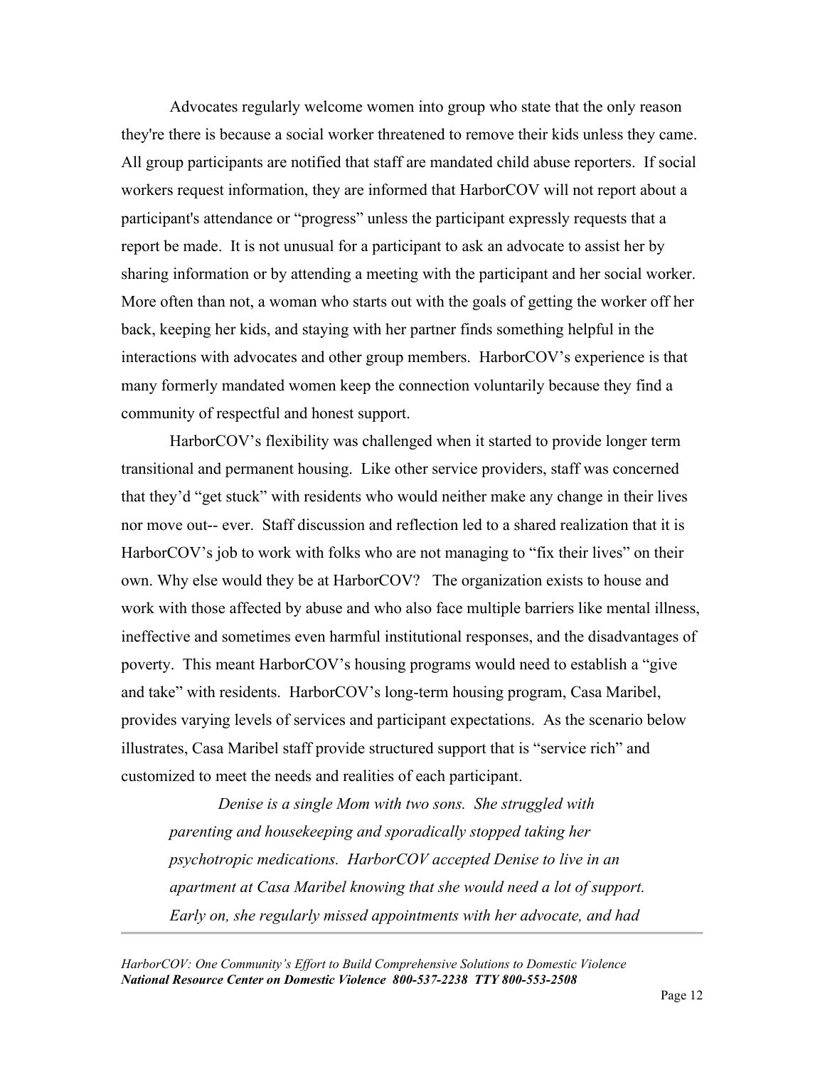Advocates regularly welcome women into group who state that the only reason they're there is because a social worker threatened to remove their kids unless they came. All group participants are notified that staff are mandated child abuse reporters. If social workers request information, they are informed that HarborCOV will not report about a participant's attendance or "progress" unless the participant expressly requests that a report be made. It is not unusual for a participant to ask an advocate to assist her by sharing information or by attending a meeting with the participant and her social worker. More often than not, a woman who starts out with the goals of getting the worker off her back, keeping her kids, and staying with her partner finds something helpful in the interactions with advocates and other group members. HarborCOV's experience is that many formerly mandated women keep the connection voluntarily because they find a community of respectful and honest support.

HarborCOV's flexibility was challenged when it started to provide longer term transitional and permanent housing. Like other service providers, staff was concerned that they'd "get stuck" with residents who would neither make any change in their lives nor move out-- ever. Staff discussion and reflection led to a shared realization that it is HarborCOV's job to work with folks who are not managing to "fix their lives" on their own. Why else would they be at HarborCOV? The organization exists to house and work with those affected by abuse and who also face multiple barriers like mental illness, ineffective and sometimes even harmful institutional responses, and the disadvantages of poverty. This meant HarborCOV's housing programs would need to establish a "give and take" with residents. HarborCOV's long-term housing program, Casa Maribel, provides varying levels of services and participant expectations. As the scenario below illustrates, Casa Maribel staff provide structured support that is "service rich" and customized to meet the needs and realities of each participant.

> *Denise is a single Mom with two sons. She struggled with parenting and housekeeping and sporadically stopped taking her psychotropic medications. HarborCOV accepted Denise to live in an apartment at Casa Maribel knowing that she would need a lot of support. Early on, she regularly missed appointments with her advocate, and had*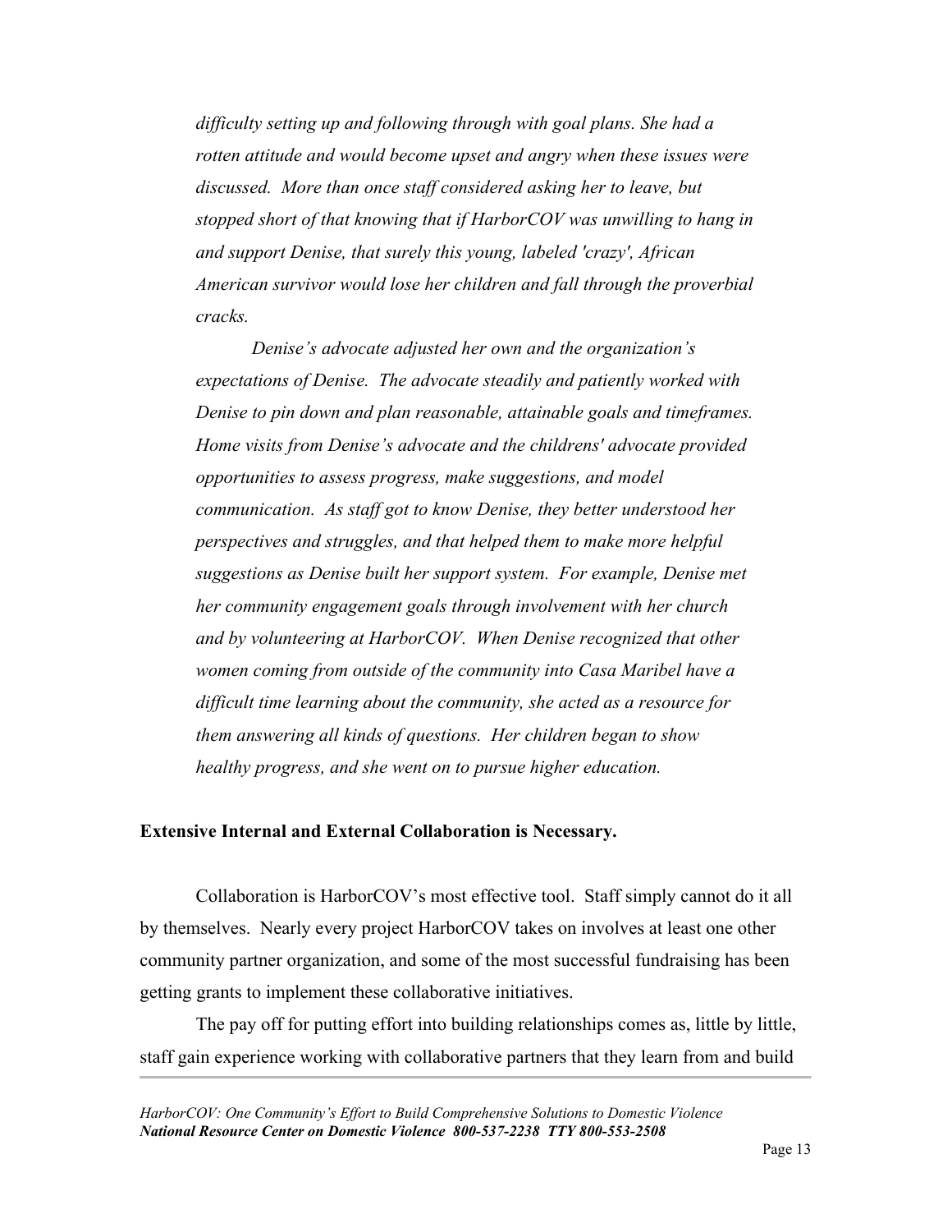*difficulty setting up and following through with goal plans. She had a rotten attitude and would become upset and angry when these issues were discussed. More than once staff considered asking her to leave, but stopped short of that knowing that if HarborCOV was unwilling to hang in and support Denise, that surely this young, labeled 'crazy', African American survivor would lose her children and fall through the proverbial cracks.*

*Denise's advocate adjusted her own and the organization's expectations of Denise. The advocate steadily and patiently worked with Denise to pin down and plan reasonable, attainable goals and timeframes. Home visits from Denise's advocate and the childrens' advocate provided opportunities to assess progress, make suggestions, and model communication. As staff got to know Denise, they better understood her perspectives and struggles, and that helped them to make more helpful suggestions as Denise built her support system. For example, Denise met her community engagement goals through involvement with her church and by volunteering at HarborCOV. When Denise recognized that other women coming from outside of the community into Casa Maribel have a difficult time learning about the community, she acted as a resource for them answering all kinds of questions. Her children began to show healthy progress, and she went on to pursue higher education.*

**Extensive Internal and External Collaboration is Necessary.**

Collaboration is HarborCOV's most effective tool. Staff simply cannot do it all by themselves. Nearly every project HarborCOV takes on involves at least one other community partner organization, and some of the most successful fundraising has been getting grants to implement these collaborative initiatives.

The pay off for putting effort into building relationships comes as, little by little, staff gain experience working with collaborative partners that they learn from and build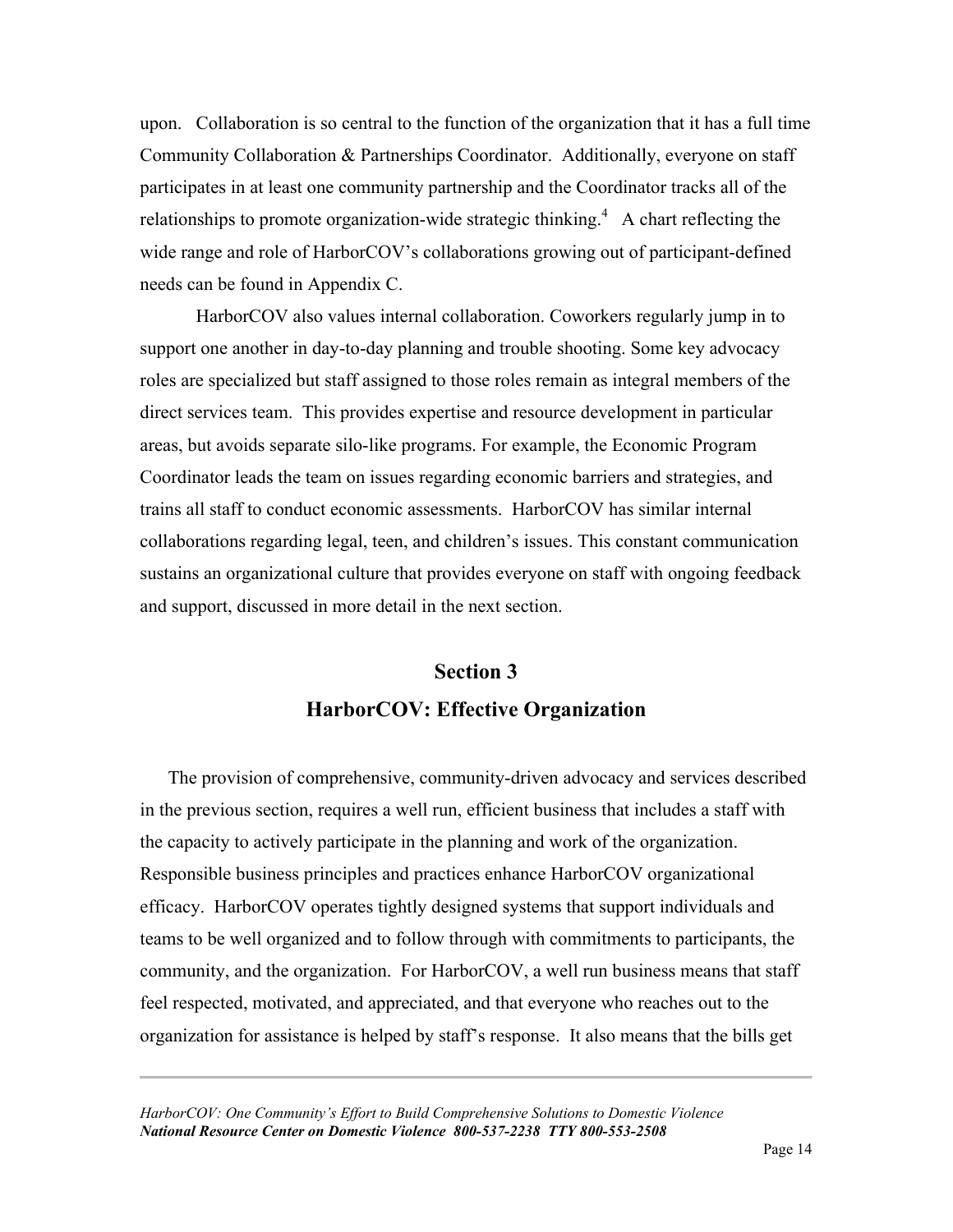upon. Collaboration is so central to the function of the organization that it has a full time Community Collaboration & Partnerships Coordinator. Additionally, everyone on staff participates in at least one community partnership and the Coordinator tracks all of the relationships to promote organization-wide strategic thinking.[4] A chart reflecting the wide range and role of HarborCOV's collaborations growing out of participant-defined needs can be found in Appendix C.

HarborCOV also values internal collaboration. Coworkers regularly jump in to support one another in day-to-day planning and trouble shooting. Some key advocacy roles are specialized but staff assigned to those roles remain as integral members of the direct services team. This provides expertise and resource development in particular areas, but avoids separate silo-like programs. For example, the Economic Program Coordinator leads the team on issues regarding economic barriers and strategies, and trains all staff to conduct economic assessments. HarborCOV has similar internal collaborations regarding legal, teen, and children's issues. This constant communication sustains an organizational culture that provides everyone on staff with ongoing feedback and support, discussed in more detail in the next section.

## Section 3
## HarborCOV: Effective Organization

The provision of comprehensive, community-driven advocacy and services described in the previous section, requires a well run, efficient business that includes a staff with the capacity to actively participate in the planning and work of the organization. Responsible business principles and practices enhance HarborCOV organizational efficacy. HarborCOV operates tightly designed systems that support individuals and teams to be well organized and to follow through with commitments to participants, the community, and the organization. For HarborCOV, a well run business means that staff feel respected, motivated, and appreciated, and that everyone who reaches out to the organization for assistance is helped by staff's response. It also means that the bills get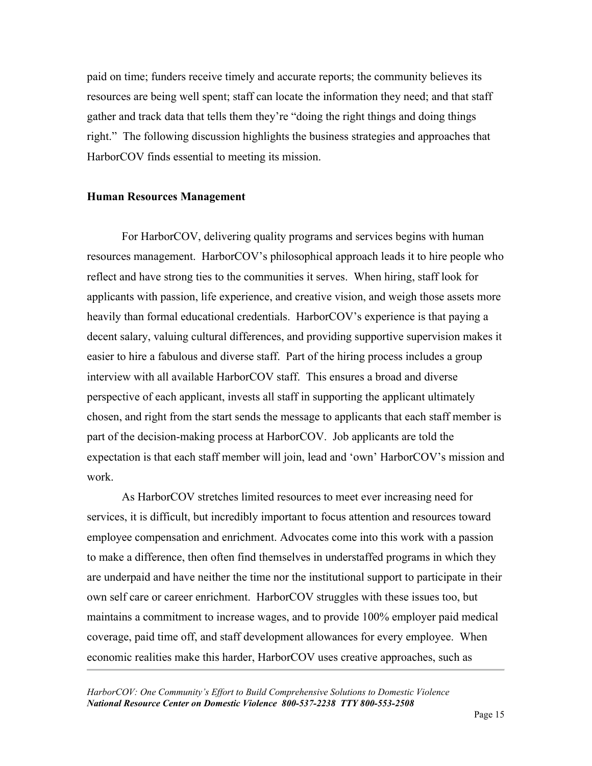paid on time; funders receive timely and accurate reports; the community believes its resources are being well spent; staff can locate the information they need; and that staff gather and track data that tells them they're "doing the right things and doing things right." The following discussion highlights the business strategies and approaches that HarborCOV finds essential to meeting its mission.

**Human Resources Management**

For HarborCOV, delivering quality programs and services begins with human resources management. HarborCOV's philosophical approach leads it to hire people who reflect and have strong ties to the communities it serves. When hiring, staff look for applicants with passion, life experience, and creative vision, and weigh those assets more heavily than formal educational credentials. HarborCOV's experience is that paying a decent salary, valuing cultural differences, and providing supportive supervision makes it easier to hire a fabulous and diverse staff. Part of the hiring process includes a group interview with all available HarborCOV staff. This ensures a broad and diverse perspective of each applicant, invests all staff in supporting the applicant ultimately chosen, and right from the start sends the message to applicants that each staff member is part of the decision-making process at HarborCOV. Job applicants are told the expectation is that each staff member will join, lead and 'own' HarborCOV's mission and work.

As HarborCOV stretches limited resources to meet ever increasing need for services, it is difficult, but incredibly important to focus attention and resources toward employee compensation and enrichment. Advocates come into this work with a passion to make a difference, then often find themselves in understaffed programs in which they are underpaid and have neither the time nor the institutional support to participate in their own self care or career enrichment. HarborCOV struggles with these issues too, but maintains a commitment to increase wages, and to provide 100% employer paid medical coverage, paid time off, and staff development allowances for every employee. When economic realities make this harder, HarborCOV uses creative approaches, such as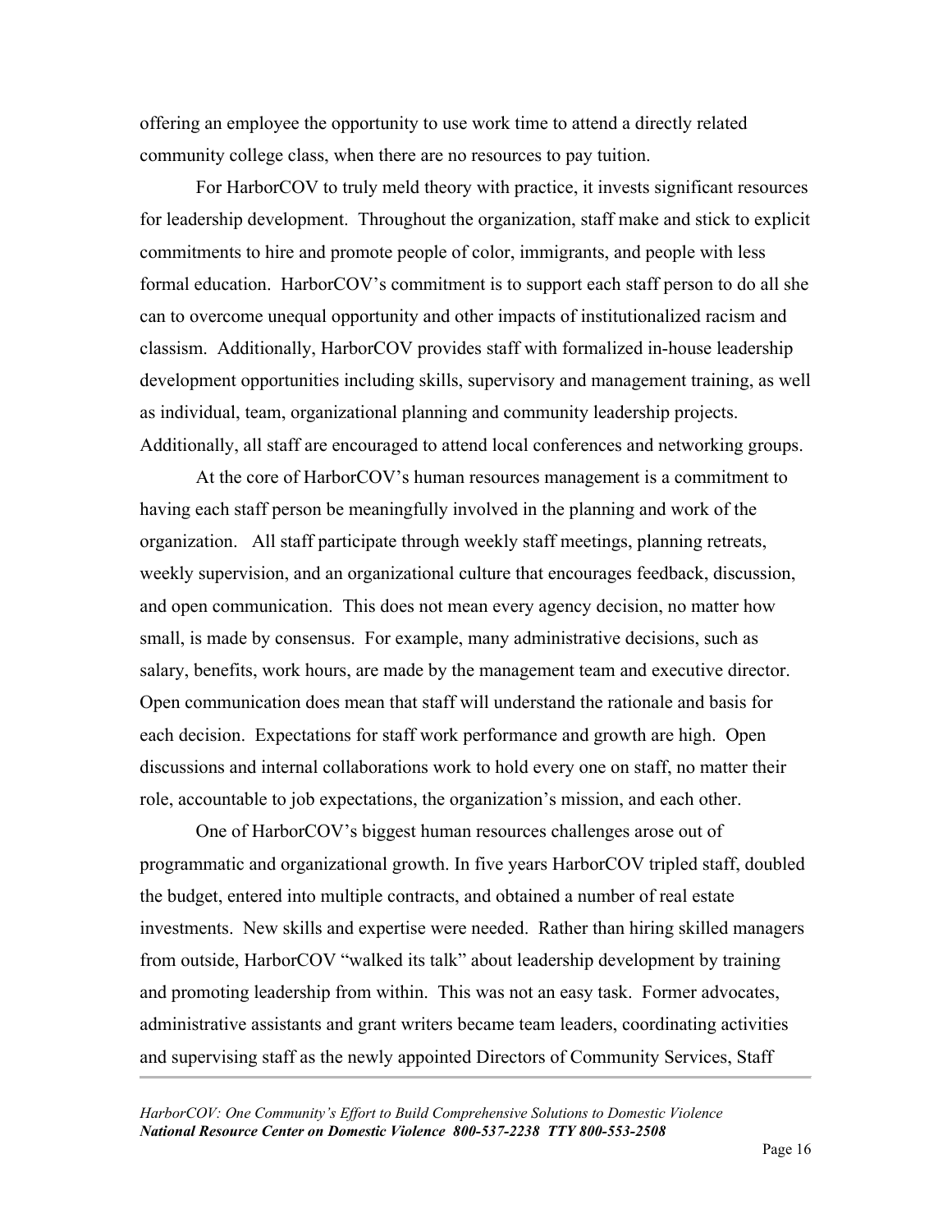offering an employee the opportunity to use work time to attend a directly related community college class, when there are no resources to pay tuition.

For HarborCOV to truly meld theory with practice, it invests significant resources for leadership development. Throughout the organization, staff make and stick to explicit commitments to hire and promote people of color, immigrants, and people with less formal education. HarborCOV's commitment is to support each staff person to do all she can to overcome unequal opportunity and other impacts of institutionalized racism and classism. Additionally, HarborCOV provides staff with formalized in-house leadership development opportunities including skills, supervisory and management training, as well as individual, team, organizational planning and community leadership projects. Additionally, all staff are encouraged to attend local conferences and networking groups.

At the core of HarborCOV's human resources management is a commitment to having each staff person be meaningfully involved in the planning and work of the organization. All staff participate through weekly staff meetings, planning retreats, weekly supervision, and an organizational culture that encourages feedback, discussion, and open communication. This does not mean every agency decision, no matter how small, is made by consensus. For example, many administrative decisions, such as salary, benefits, work hours, are made by the management team and executive director. Open communication does mean that staff will understand the rationale and basis for each decision. Expectations for staff work performance and growth are high. Open discussions and internal collaborations work to hold every one on staff, no matter their role, accountable to job expectations, the organization's mission, and each other.

One of HarborCOV's biggest human resources challenges arose out of programmatic and organizational growth. In five years HarborCOV tripled staff, doubled the budget, entered into multiple contracts, and obtained a number of real estate investments. New skills and expertise were needed. Rather than hiring skilled managers from outside, HarborCOV "walked its talk" about leadership development by training and promoting leadership from within. This was not an easy task. Former advocates, administrative assistants and grant writers became team leaders, coordinating activities and supervising staff as the newly appointed Directors of Community Services, Staff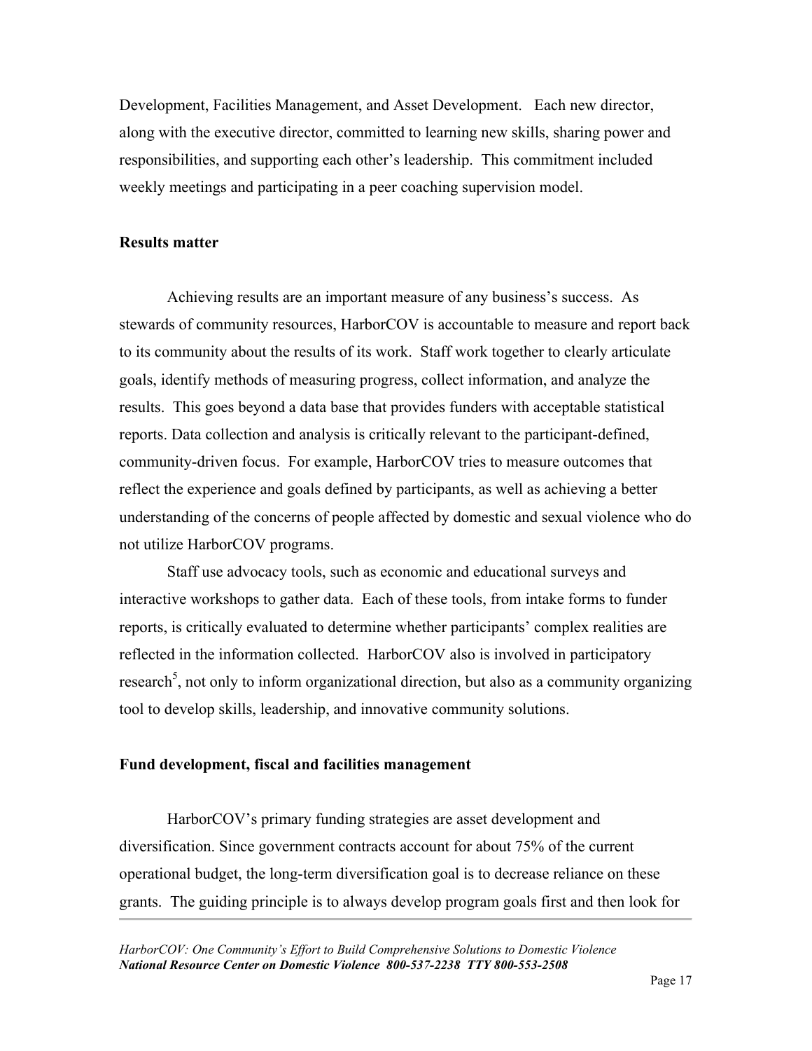Development, Facilities Management, and Asset Development. Each new director, along with the executive director, committed to learning new skills, sharing power and responsibilities, and supporting each other's leadership. This commitment included weekly meetings and participating in a peer coaching supervision model.

**Results matter**

Achieving results are an important measure of any business's success. As stewards of community resources, HarborCOV is accountable to measure and report back to its community about the results of its work. Staff work together to clearly articulate goals, identify methods of measuring progress, collect information, and analyze the results. This goes beyond a data base that provides funders with acceptable statistical reports. Data collection and analysis is critically relevant to the participant-defined, community-driven focus. For example, HarborCOV tries to measure outcomes that reflect the experience and goals defined by participants, as well as achieving a better understanding of the concerns of people affected by domestic and sexual violence who do not utilize HarborCOV programs.

Staff use advocacy tools, such as economic and educational surveys and interactive workshops to gather data. Each of these tools, from intake forms to funder reports, is critically evaluated to determine whether participants' complex realities are reflected in the information collected. HarborCOV also is involved in participatory research[5], not only to inform organizational direction, but also as a community organizing tool to develop skills, leadership, and innovative community solutions.

**Fund development, fiscal and facilities management**

HarborCOV's primary funding strategies are asset development and diversification. Since government contracts account for about 75% of the current operational budget, the long-term diversification goal is to decrease reliance on these grants. The guiding principle is to always develop program goals first and then look for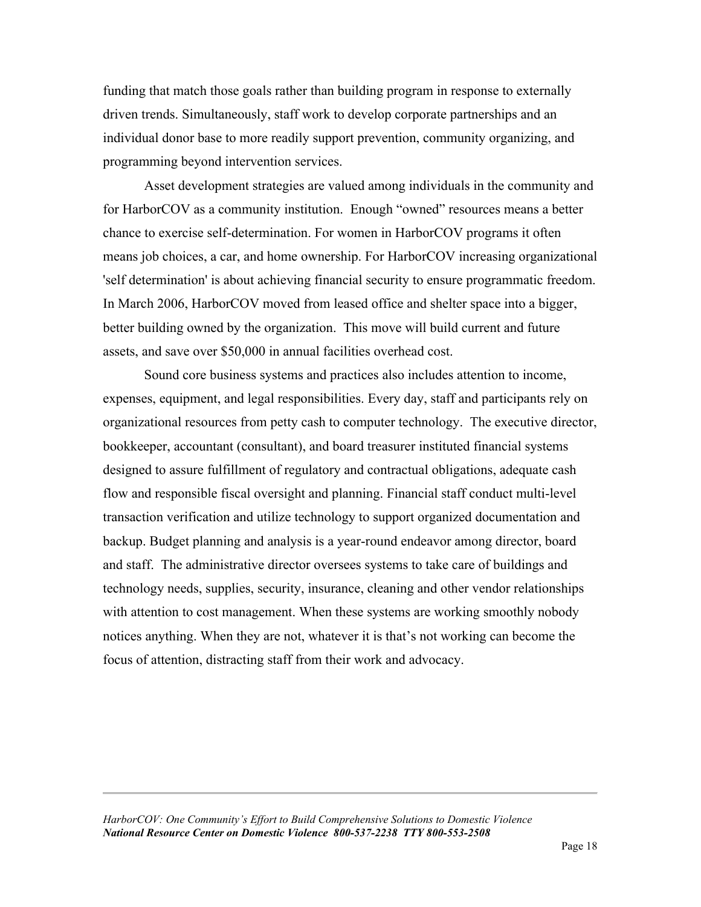funding that match those goals rather than building program in response to externally driven trends. Simultaneously, staff work to develop corporate partnerships and an individual donor base to more readily support prevention, community organizing, and programming beyond intervention services.

Asset development strategies are valued among individuals in the community and for HarborCOV as a community institution. Enough "owned" resources means a better chance to exercise self-determination. For women in HarborCOV programs it often means job choices, a car, and home ownership. For HarborCOV increasing organizational 'self determination' is about achieving financial security to ensure programmatic freedom. In March 2006, HarborCOV moved from leased office and shelter space into a bigger, better building owned by the organization. This move will build current and future assets, and save over $50,000 in annual facilities overhead cost.

Sound core business systems and practices also includes attention to income, expenses, equipment, and legal responsibilities. Every day, staff and participants rely on organizational resources from petty cash to computer technology. The executive director, bookkeeper, accountant (consultant), and board treasurer instituted financial systems designed to assure fulfillment of regulatory and contractual obligations, adequate cash flow and responsible fiscal oversight and planning. Financial staff conduct multi-level transaction verification and utilize technology to support organized documentation and backup. Budget planning and analysis is a year-round endeavor among director, board and staff. The administrative director oversees systems to take care of buildings and technology needs, supplies, security, insurance, cleaning and other vendor relationships with attention to cost management. When these systems are working smoothly nobody notices anything. When they are not, whatever it is that's not working can become the focus of attention, distracting staff from their work and advocacy.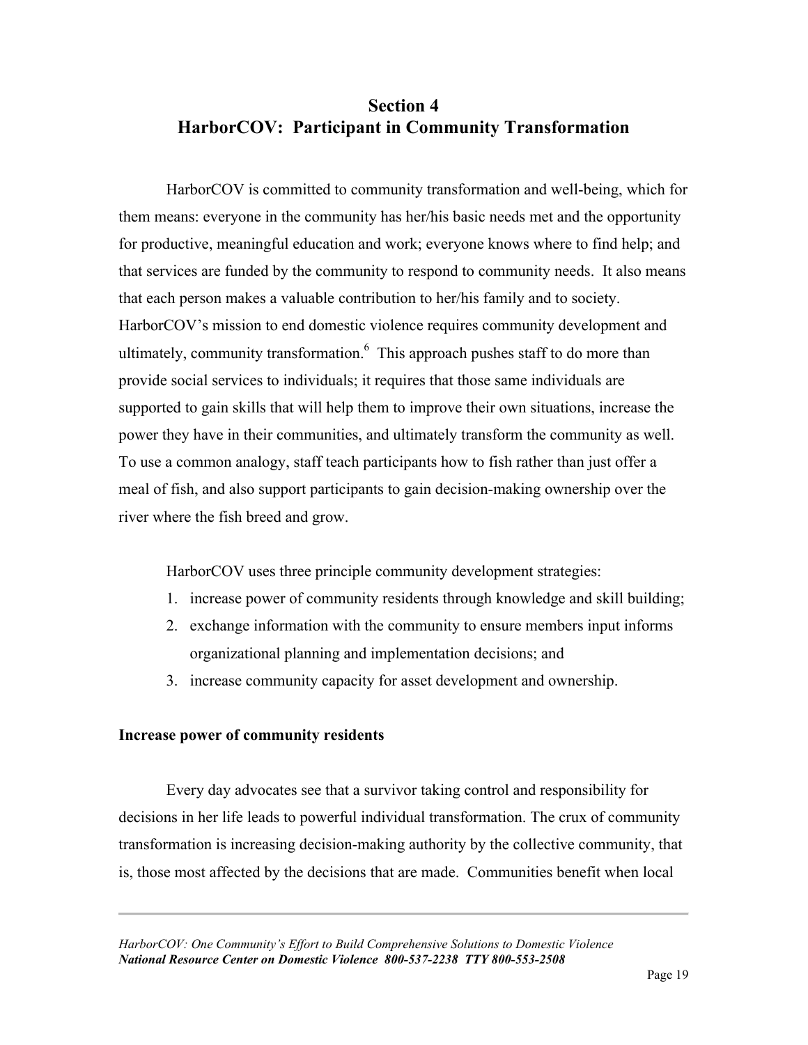# Section 4
# HarborCOV: Participant in Community Transformation

HarborCOV is committed to community transformation and well-being, which for them means: everyone in the community has her/his basic needs met and the opportunity for productive, meaningful education and work; everyone knows where to find help; and that services are funded by the community to respond to community needs. It also means that each person makes a valuable contribution to her/his family and to society. HarborCOV's mission to end domestic violence requires community development and ultimately, community transformation.[6] This approach pushes staff to do more than provide social services to individuals; it requires that those same individuals are supported to gain skills that will help them to improve their own situations, increase the power they have in their communities, and ultimately transform the community as well. To use a common analogy, staff teach participants how to fish rather than just offer a meal of fish, and also support participants to gain decision-making ownership over the river where the fish breed and grow.

HarborCOV uses three principle community development strategies:

1. increase power of community residents through knowledge and skill building;
2. exchange information with the community to ensure members input informs organizational planning and implementation decisions; and
3. increase community capacity for asset development and ownership.

**Increase power of community residents**

Every day advocates see that a survivor taking control and responsibility for decisions in her life leads to powerful individual transformation. The crux of community transformation is increasing decision-making authority by the collective community, that is, those most affected by the decisions that are made. Communities benefit when local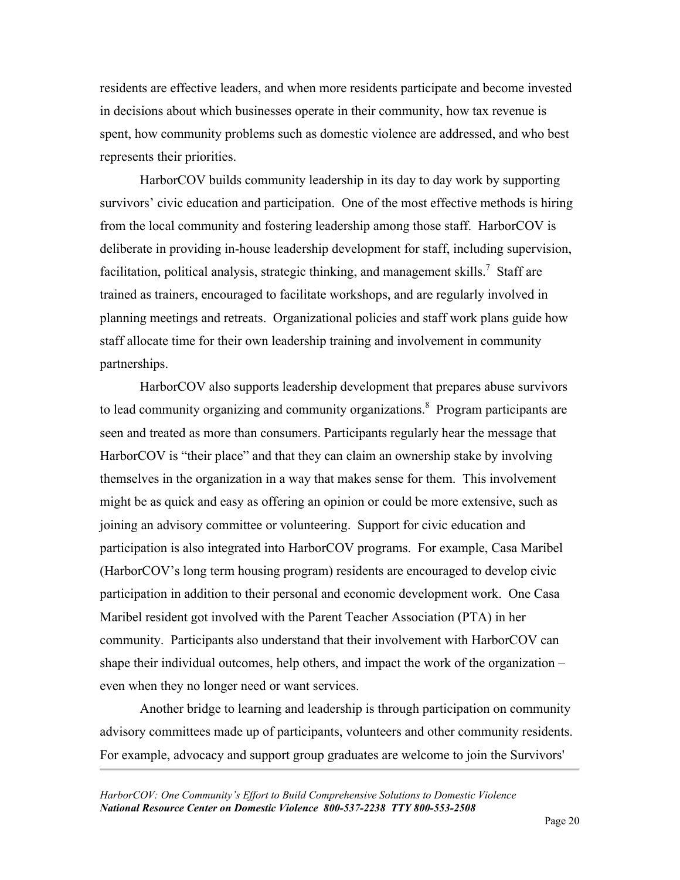residents are effective leaders, and when more residents participate and become invested in decisions about which businesses operate in their community, how tax revenue is spent, how community problems such as domestic violence are addressed, and who best represents their priorities.

HarborCOV builds community leadership in its day to day work by supporting survivors' civic education and participation. One of the most effective methods is hiring from the local community and fostering leadership among those staff. HarborCOV is deliberate in providing in-house leadership development for staff, including supervision, facilitation, political analysis, strategic thinking, and management skills.[7] Staff are trained as trainers, encouraged to facilitate workshops, and are regularly involved in planning meetings and retreats. Organizational policies and staff work plans guide how staff allocate time for their own leadership training and involvement in community partnerships.

HarborCOV also supports leadership development that prepares abuse survivors to lead community organizing and community organizations.[8] Program participants are seen and treated as more than consumers. Participants regularly hear the message that HarborCOV is "their place" and that they can claim an ownership stake by involving themselves in the organization in a way that makes sense for them. This involvement might be as quick and easy as offering an opinion or could be more extensive, such as joining an advisory committee or volunteering. Support for civic education and participation is also integrated into HarborCOV programs. For example, Casa Maribel (HarborCOV's long term housing program) residents are encouraged to develop civic participation in addition to their personal and economic development work. One Casa Maribel resident got involved with the Parent Teacher Association (PTA) in her community. Participants also understand that their involvement with HarborCOV can shape their individual outcomes, help others, and impact the work of the organization – even when they no longer need or want services.

Another bridge to learning and leadership is through participation on community advisory committees made up of participants, volunteers and other community residents. For example, advocacy and support group graduates are welcome to join the Survivors'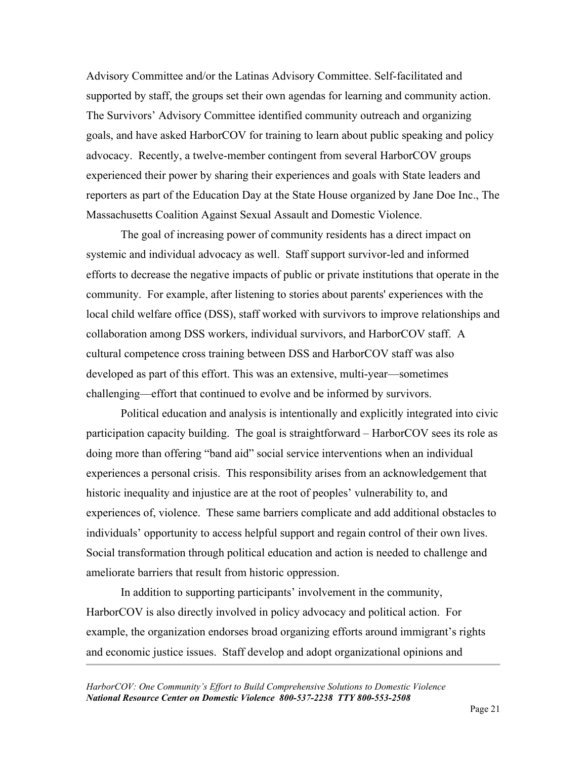Advisory Committee and/or the Latinas Advisory Committee. Self-facilitated and supported by staff, the groups set their own agendas for learning and community action. The Survivors' Advisory Committee identified community outreach and organizing goals, and have asked HarborCOV for training to learn about public speaking and policy advocacy. Recently, a twelve-member contingent from several HarborCOV groups experienced their power by sharing their experiences and goals with State leaders and reporters as part of the Education Day at the State House organized by Jane Doe Inc., The Massachusetts Coalition Against Sexual Assault and Domestic Violence.

The goal of increasing power of community residents has a direct impact on systemic and individual advocacy as well. Staff support survivor-led and informed efforts to decrease the negative impacts of public or private institutions that operate in the community. For example, after listening to stories about parents' experiences with the local child welfare office (DSS), staff worked with survivors to improve relationships and collaboration among DSS workers, individual survivors, and HarborCOV staff. A cultural competence cross training between DSS and HarborCOV staff was also developed as part of this effort. This was an extensive, multi-year—sometimes challenging—effort that continued to evolve and be informed by survivors.

Political education and analysis is intentionally and explicitly integrated into civic participation capacity building. The goal is straightforward – HarborCOV sees its role as doing more than offering "band aid" social service interventions when an individual experiences a personal crisis. This responsibility arises from an acknowledgement that historic inequality and injustice are at the root of peoples' vulnerability to, and experiences of, violence. These same barriers complicate and add additional obstacles to individuals' opportunity to access helpful support and regain control of their own lives. Social transformation through political education and action is needed to challenge and ameliorate barriers that result from historic oppression.

In addition to supporting participants' involvement in the community, HarborCOV is also directly involved in policy advocacy and political action. For example, the organization endorses broad organizing efforts around immigrant's rights and economic justice issues. Staff develop and adopt organizational opinions and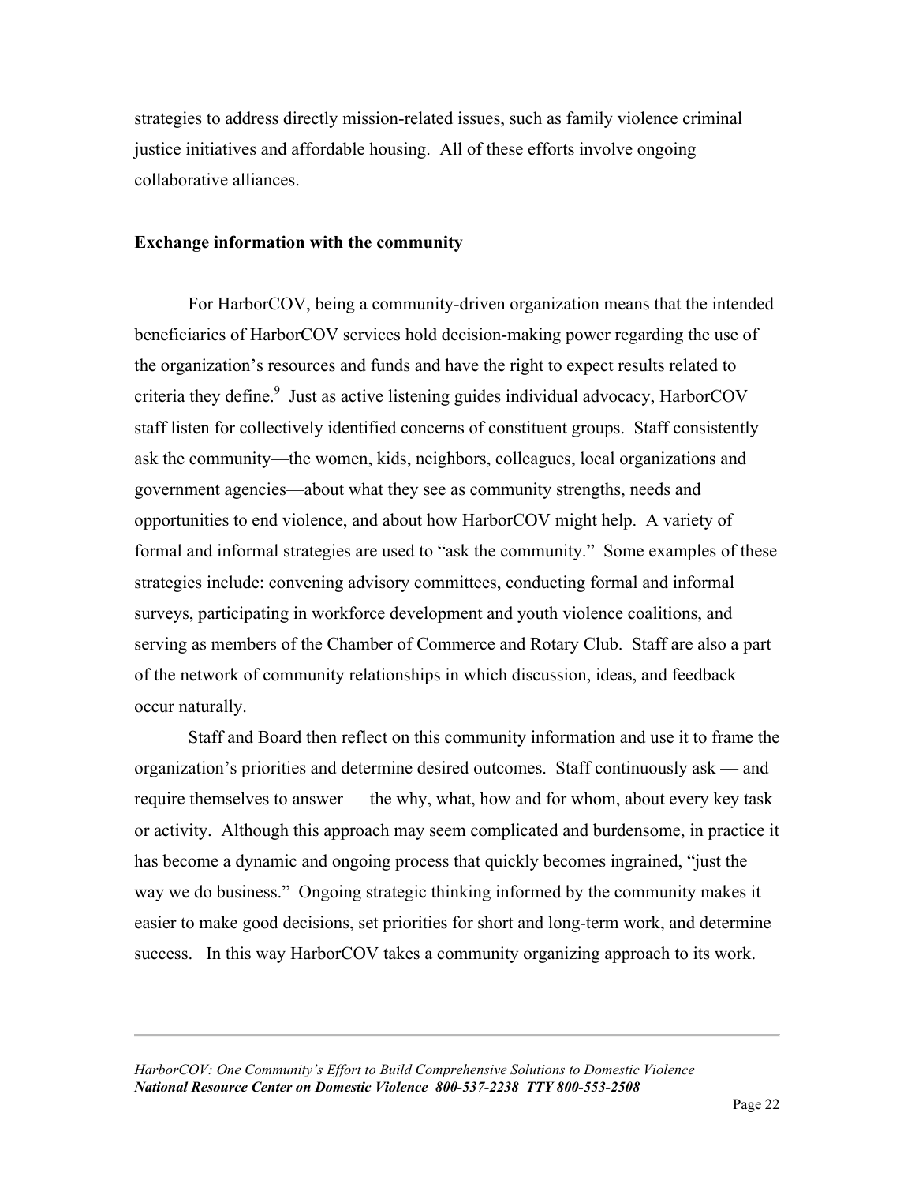strategies to address directly mission-related issues, such as family violence criminal justice initiatives and affordable housing. All of these efforts involve ongoing collaborative alliances.

### Exchange information with the community

For HarborCOV, being a community-driven organization means that the intended beneficiaries of HarborCOV services hold decision-making power regarding the use of the organization's resources and funds and have the right to expect results related to criteria they define.[9] Just as active listening guides individual advocacy, HarborCOV staff listen for collectively identified concerns of constituent groups. Staff consistently ask the community—the women, kids, neighbors, colleagues, local organizations and government agencies—about what they see as community strengths, needs and opportunities to end violence, and about how HarborCOV might help. A variety of formal and informal strategies are used to "ask the community." Some examples of these strategies include: convening advisory committees, conducting formal and informal surveys, participating in workforce development and youth violence coalitions, and serving as members of the Chamber of Commerce and Rotary Club. Staff are also a part of the network of community relationships in which discussion, ideas, and feedback occur naturally.

Staff and Board then reflect on this community information and use it to frame the organization's priorities and determine desired outcomes. Staff continuously ask — and require themselves to answer — the why, what, how and for whom, about every key task or activity. Although this approach may seem complicated and burdensome, in practice it has become a dynamic and ongoing process that quickly becomes ingrained, "just the way we do business." Ongoing strategic thinking informed by the community makes it easier to make good decisions, set priorities for short and long-term work, and determine success. In this way HarborCOV takes a community organizing approach to its work.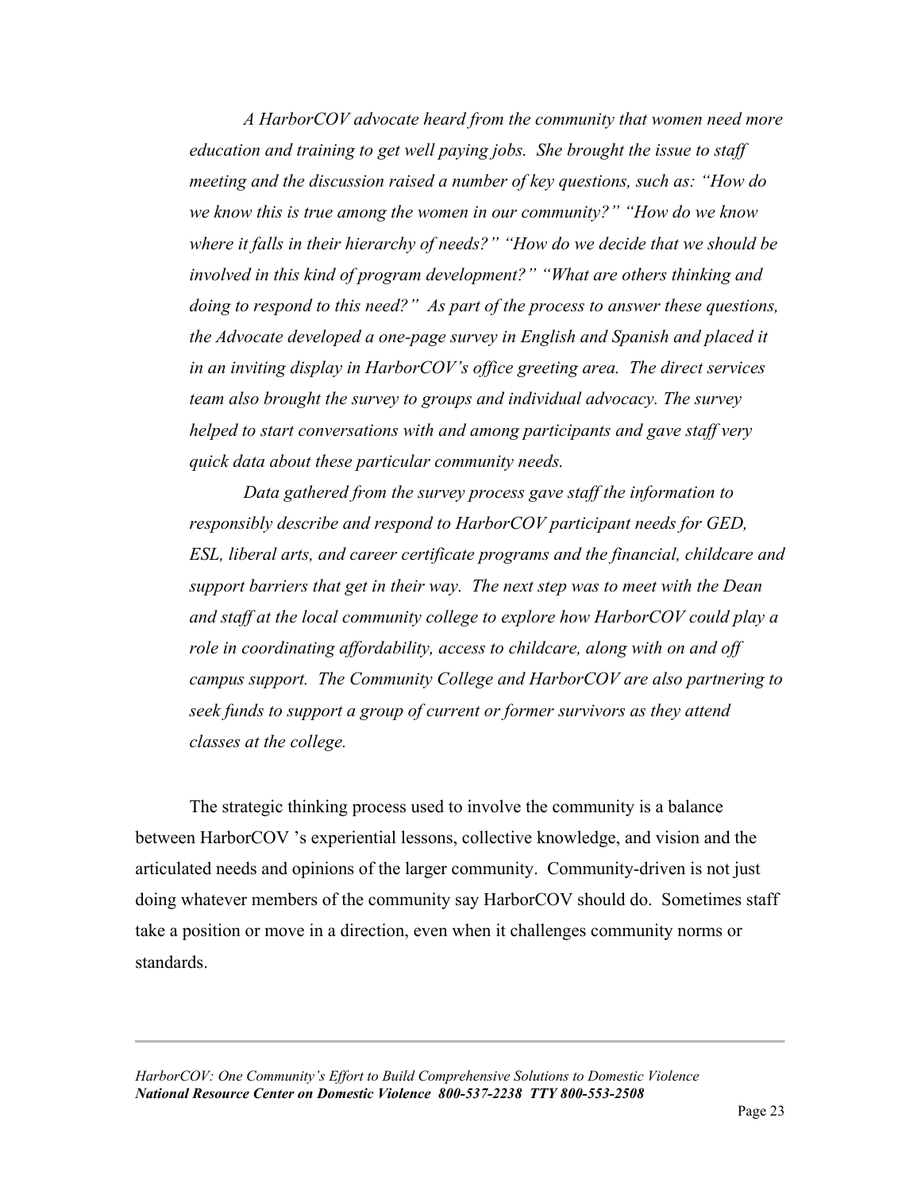*A HarborCOV advocate heard from the community that women need more education and training to get well paying jobs. She brought the issue to staff meeting and the discussion raised a number of key questions, such as: "How do we know this is true among the women in our community?" "How do we know where it falls in their hierarchy of needs?" "How do we decide that we should be involved in this kind of program development?" "What are others thinking and doing to respond to this need?" As part of the process to answer these questions, the Advocate developed a one-page survey in English and Spanish and placed it in an inviting display in HarborCOV's office greeting area. The direct services team also brought the survey to groups and individual advocacy. The survey helped to start conversations with and among participants and gave staff very quick data about these particular community needs.*

*Data gathered from the survey process gave staff the information to responsibly describe and respond to HarborCOV participant needs for GED, ESL, liberal arts, and career certificate programs and the financial, childcare and support barriers that get in their way. The next step was to meet with the Dean and staff at the local community college to explore how HarborCOV could play a role in coordinating affordability, access to childcare, along with on and off campus support. The Community College and HarborCOV are also partnering to seek funds to support a group of current or former survivors as they attend classes at the college.*

The strategic thinking process used to involve the community is a balance between HarborCOV 's experiential lessons, collective knowledge, and vision and the articulated needs and opinions of the larger community. Community-driven is not just doing whatever members of the community say HarborCOV should do. Sometimes staff take a position or move in a direction, even when it challenges community norms or standards.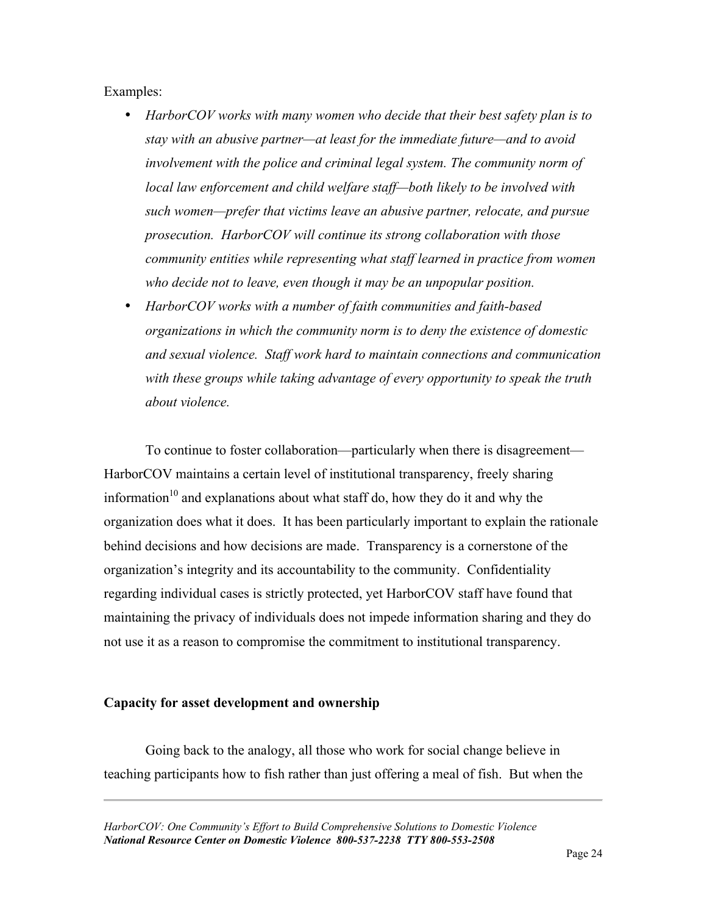Examples:

- *HarborCOV works with many women who decide that their best safety plan is to stay with an abusive partner—at least for the immediate future—and to avoid involvement with the police and criminal legal system. The community norm of local law enforcement and child welfare staff—both likely to be involved with such women—prefer that victims leave an abusive partner, relocate, and pursue prosecution. HarborCOV will continue its strong collaboration with those community entities while representing what staff learned in practice from women who decide not to leave, even though it may be an unpopular position.*
- *HarborCOV works with a number of faith communities and faith-based organizations in which the community norm is to deny the existence of domestic and sexual violence. Staff work hard to maintain connections and communication with these groups while taking advantage of every opportunity to speak the truth about violence.*

To continue to foster collaboration—particularly when there is disagreement—HarborCOV maintains a certain level of institutional transparency, freely sharing information[10] and explanations about what staff do, how they do it and why the organization does what it does. It has been particularly important to explain the rationale behind decisions and how decisions are made. Transparency is a cornerstone of the organization's integrity and its accountability to the community. Confidentiality regarding individual cases is strictly protected, yet HarborCOV staff have found that maintaining the privacy of individuals does not impede information sharing and they do not use it as a reason to compromise the commitment to institutional transparency.

**Capacity for asset development and ownership**

Going back to the analogy, all those who work for social change believe in teaching participants how to fish rather than just offering a meal of fish. But when the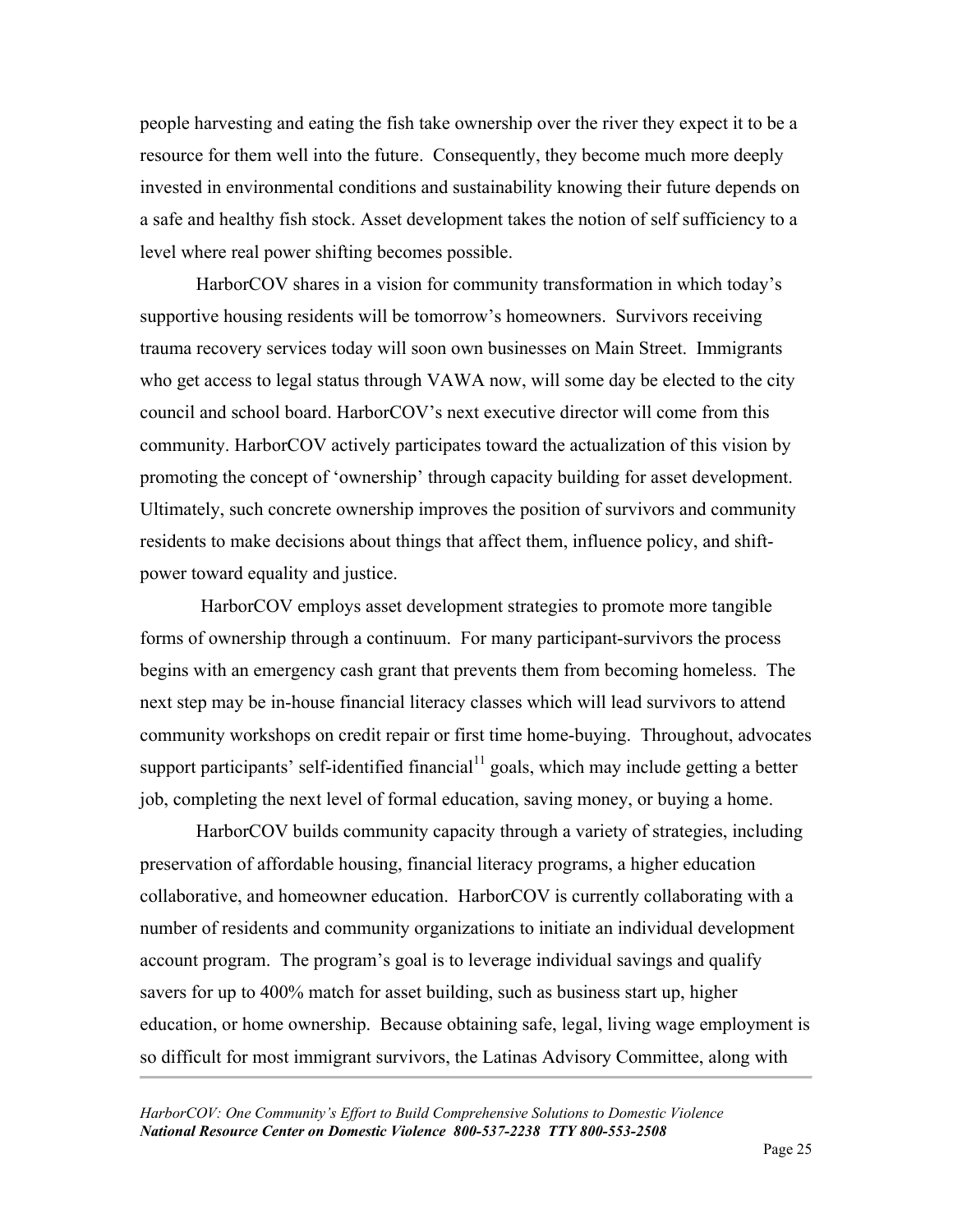people harvesting and eating the fish take ownership over the river they expect it to be a resource for them well into the future. Consequently, they become much more deeply invested in environmental conditions and sustainability knowing their future depends on a safe and healthy fish stock. Asset development takes the notion of self sufficiency to a level where real power shifting becomes possible.

HarborCOV shares in a vision for community transformation in which today's supportive housing residents will be tomorrow's homeowners. Survivors receiving trauma recovery services today will soon own businesses on Main Street. Immigrants who get access to legal status through VAWA now, will some day be elected to the city council and school board. HarborCOV's next executive director will come from this community. HarborCOV actively participates toward the actualization of this vision by promoting the concept of 'ownership' through capacity building for asset development. Ultimately, such concrete ownership improves the position of survivors and community residents to make decisions about things that affect them, influence policy, and shift-power toward equality and justice.

HarborCOV employs asset development strategies to promote more tangible forms of ownership through a continuum. For many participant-survivors the process begins with an emergency cash grant that prevents them from becoming homeless. The next step may be in-house financial literacy classes which will lead survivors to attend community workshops on credit repair or first time home-buying. Throughout, advocates support participants' self-identified financial[11] goals, which may include getting a better job, completing the next level of formal education, saving money, or buying a home.

HarborCOV builds community capacity through a variety of strategies, including preservation of affordable housing, financial literacy programs, a higher education collaborative, and homeowner education. HarborCOV is currently collaborating with a number of residents and community organizations to initiate an individual development account program. The program's goal is to leverage individual savings and qualify savers for up to 400% match for asset building, such as business start up, higher education, or home ownership. Because obtaining safe, legal, living wage employment is so difficult for most immigrant survivors, the Latinas Advisory Committee, along with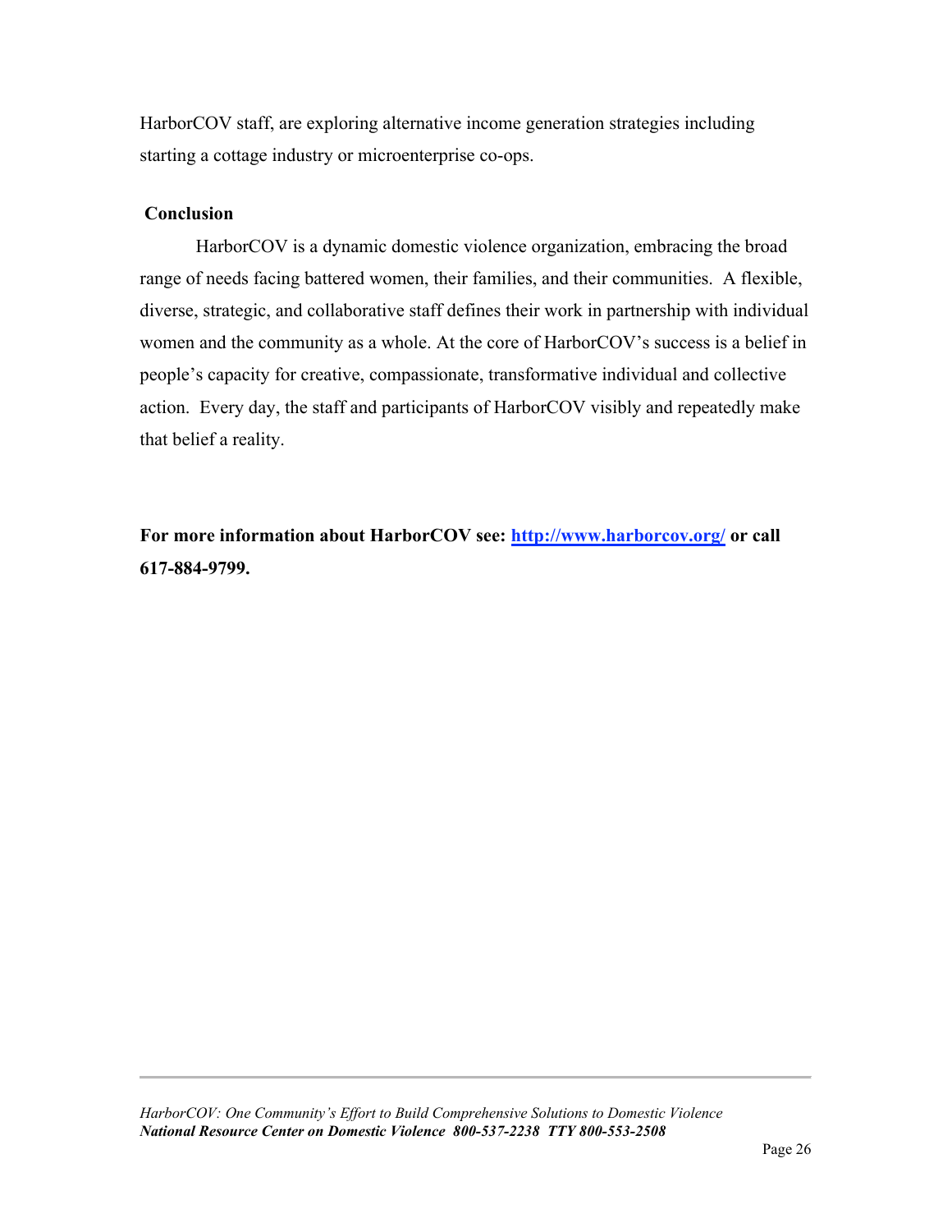HarborCOV staff, are exploring alternative income generation strategies including starting a cottage industry or microenterprise co-ops.

## Conclusion

HarborCOV is a dynamic domestic violence organization, embracing the broad range of needs facing battered women, their families, and their communities. A flexible, diverse, strategic, and collaborative staff defines their work in partnership with individual women and the community as a whole. At the core of HarborCOV's success is a belief in people's capacity for creative, compassionate, transformative individual and collective action. Every day, the staff and participants of HarborCOV visibly and repeatedly make that belief a reality.

**For more information about HarborCOV see: [http://www.harborcov.org/](http://www.harborcov.org/) or call 617-884-9799.**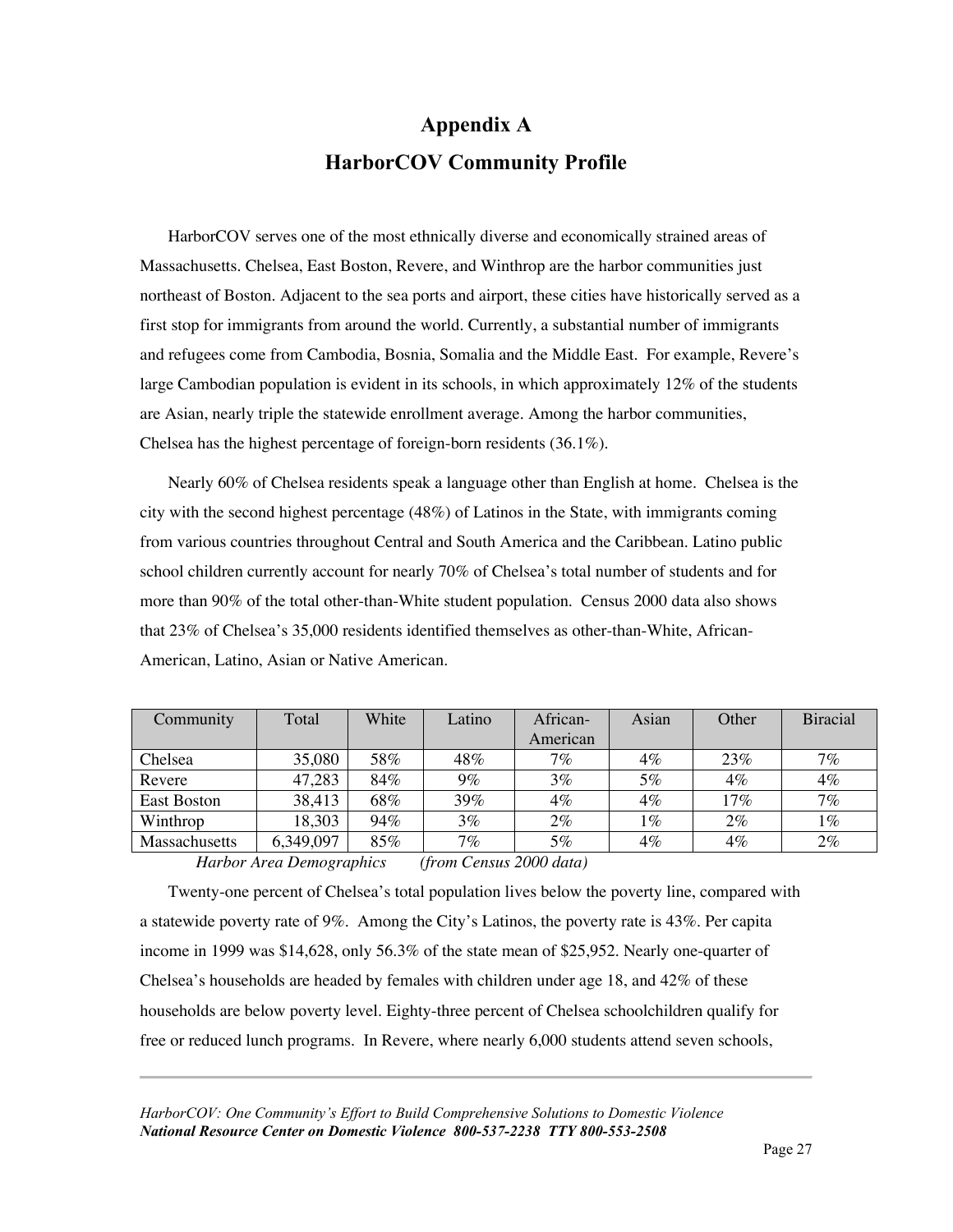# Appendix A

# HarborCOV Community Profile

HarborCOV serves one of the most ethnically diverse and economically strained areas of Massachusetts. Chelsea, East Boston, Revere, and Winthrop are the harbor communities just northeast of Boston. Adjacent to the sea ports and airport, these cities have historically served as a first stop for immigrants from around the world. Currently, a substantial number of immigrants and refugees come from Cambodia, Bosnia, Somalia and the Middle East. For example, Revere's large Cambodian population is evident in its schools, in which approximately 12% of the students are Asian, nearly triple the statewide enrollment average. Among the harbor communities, Chelsea has the highest percentage of foreign-born residents (36.1%).

Nearly 60% of Chelsea residents speak a language other than English at home. Chelsea is the city with the second highest percentage (48%) of Latinos in the State, with immigrants coming from various countries throughout Central and South America and the Caribbean. Latino public school children currently account for nearly 70% of Chelsea's total number of students and for more than 90% of the total other-than-White student population. Census 2000 data also shows that 23% of Chelsea's 35,000 residents identified themselves as other-than-White, African-American, Latino, Asian or Native American.

| Community | Total | White | Latino | African-American | Asian | Other | Biracial |
|---|---|---|---|---|---|---|---|
| Chelsea | 35,080 | 58% | 48% | 7% | 4% | 23% | 7% |
| Revere | 47,283 | 84% | 9% | 3% | 5% | 4% | 4% |
| East Boston | 38,413 | 68% | 39% | 4% | 4% | 17% | 7% |
| Winthrop | 18,303 | 94% | 3% | 2% | 1% | 2% | 1% |
| Massachusetts | 6,349,097 | 85% | 7% | 5% | 4% | 4% | 2% |

*Harbor Area Demographics (from Census 2000 data)*

Twenty-one percent of Chelsea's total population lives below the poverty line, compared with a statewide poverty rate of 9%. Among the City's Latinos, the poverty rate is 43%. Per capita income in 1999 was $14,628, only 56.3% of the state mean of $25,952. Nearly one-quarter of Chelsea's households are headed by females with children under age 18, and 42% of these households are below poverty level. Eighty-three percent of Chelsea schoolchildren qualify for free or reduced lunch programs. In Revere, where nearly 6,000 students attend seven schools,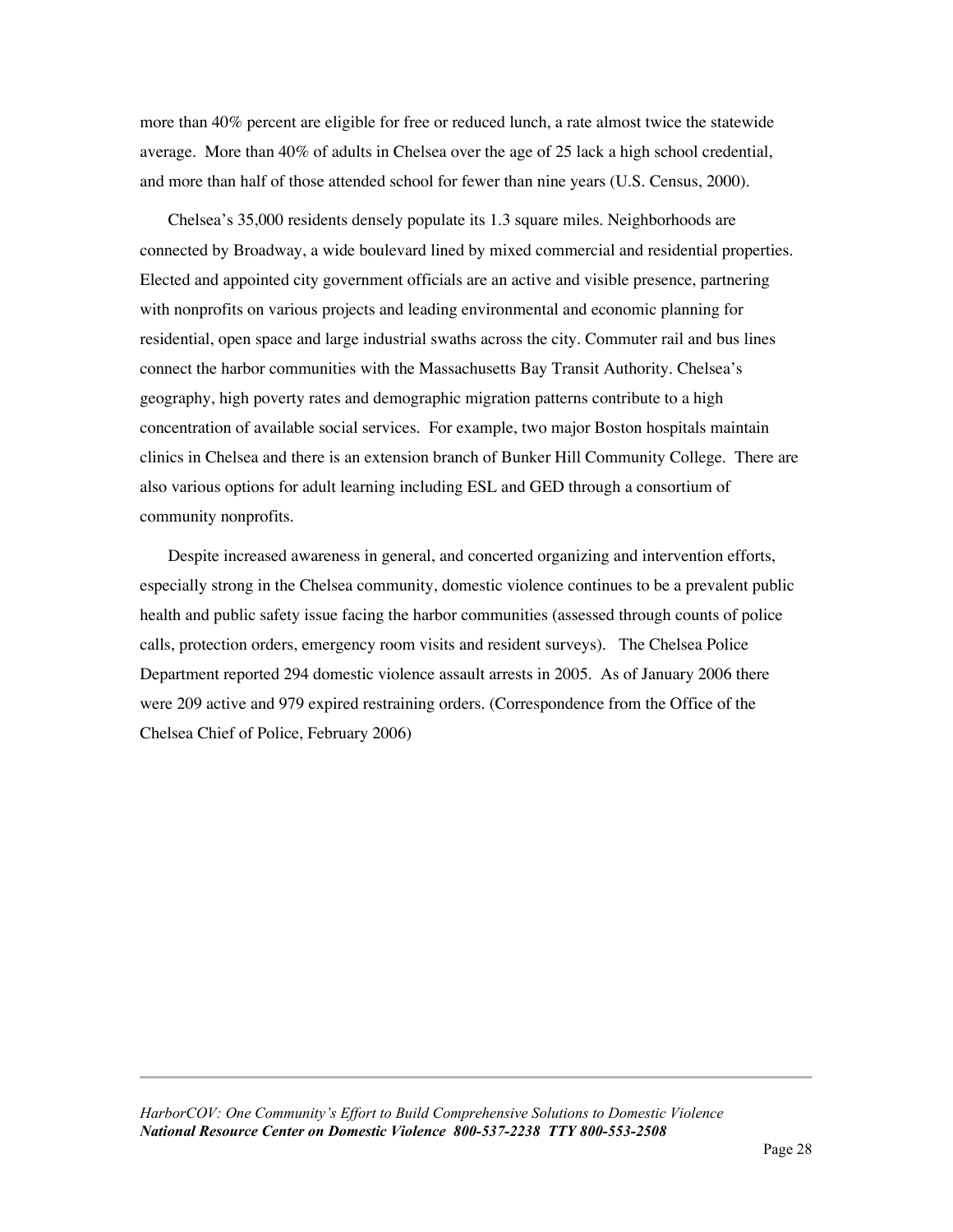more than 40% percent are eligible for free or reduced lunch, a rate almost twice the statewide average. More than 40% of adults in Chelsea over the age of 25 lack a high school credential, and more than half of those attended school for fewer than nine years (U.S. Census, 2000).

Chelsea's 35,000 residents densely populate its 1.3 square miles. Neighborhoods are connected by Broadway, a wide boulevard lined by mixed commercial and residential properties. Elected and appointed city government officials are an active and visible presence, partnering with nonprofits on various projects and leading environmental and economic planning for residential, open space and large industrial swaths across the city. Commuter rail and bus lines connect the harbor communities with the Massachusetts Bay Transit Authority. Chelsea's geography, high poverty rates and demographic migration patterns contribute to a high concentration of available social services. For example, two major Boston hospitals maintain clinics in Chelsea and there is an extension branch of Bunker Hill Community College. There are also various options for adult learning including ESL and GED through a consortium of community nonprofits.

Despite increased awareness in general, and concerted organizing and intervention efforts, especially strong in the Chelsea community, domestic violence continues to be a prevalent public health and public safety issue facing the harbor communities (assessed through counts of police calls, protection orders, emergency room visits and resident surveys). The Chelsea Police Department reported 294 domestic violence assault arrests in 2005. As of January 2006 there were 209 active and 979 expired restraining orders. (Correspondence from the Office of the Chelsea Chief of Police, February 2006)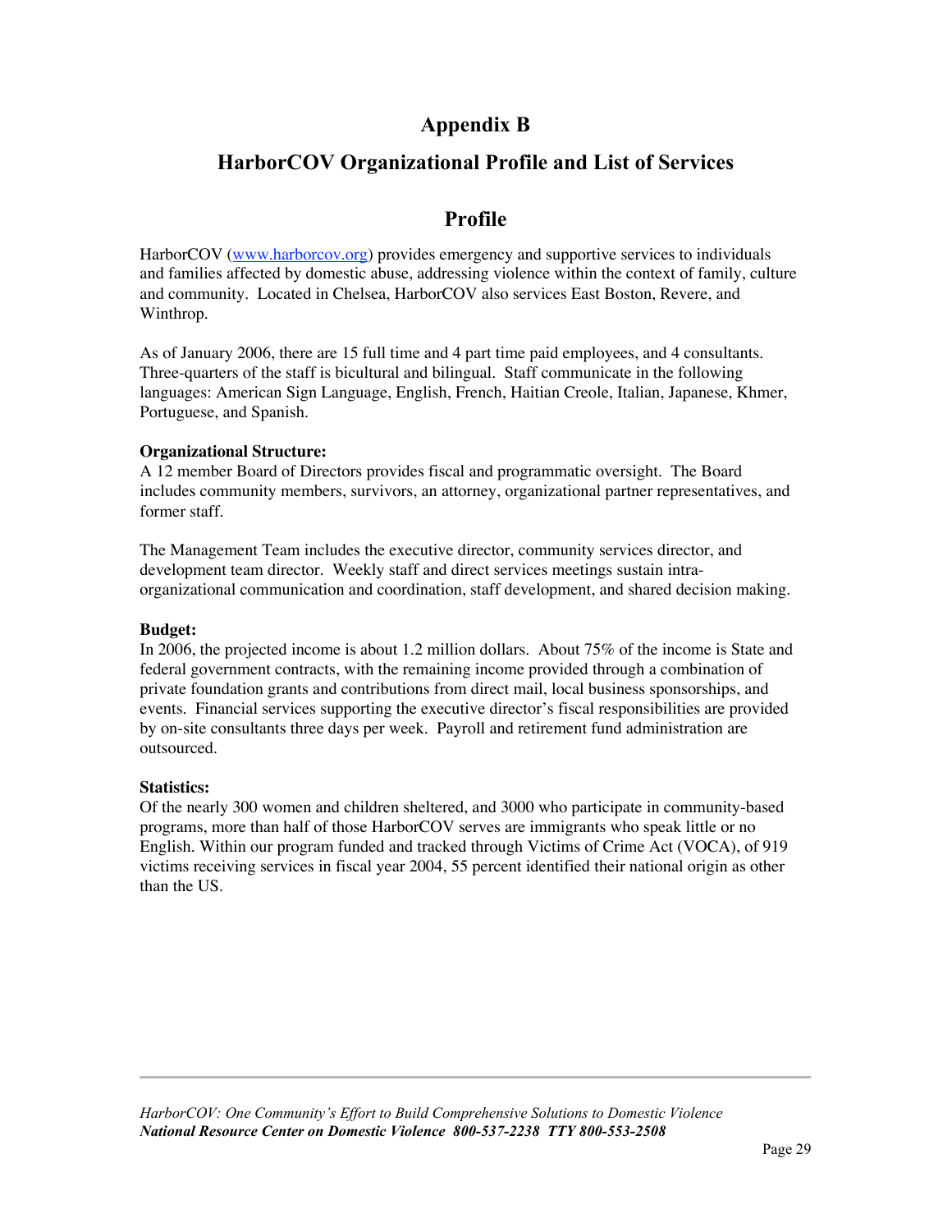# Appendix B

# HarborCOV Organizational Profile and List of Services

## Profile

HarborCOV (www.harborcov.org) provides emergency and supportive services to individuals and families affected by domestic abuse, addressing violence within the context of family, culture and community. Located in Chelsea, HarborCOV also services East Boston, Revere, and Winthrop.

As of January 2006, there are 15 full time and 4 part time paid employees, and 4 consultants. Three-quarters of the staff is bicultural and bilingual. Staff communicate in the following languages: American Sign Language, English, French, Haitian Creole, Italian, Japanese, Khmer, Portuguese, and Spanish.

**Organizational Structure:**
A 12 member Board of Directors provides fiscal and programmatic oversight. The Board includes community members, survivors, an attorney, organizational partner representatives, and former staff.

The Management Team includes the executive director, community services director, and development team director. Weekly staff and direct services meetings sustain intra-organizational communication and coordination, staff development, and shared decision making.

**Budget:**
In 2006, the projected income is about 1.2 million dollars. About 75% of the income is State and federal government contracts, with the remaining income provided through a combination of private foundation grants and contributions from direct mail, local business sponsorships, and events. Financial services supporting the executive director's fiscal responsibilities are provided by on-site consultants three days per week. Payroll and retirement fund administration are outsourced.

**Statistics:**
Of the nearly 300 women and children sheltered, and 3000 who participate in community-based programs, more than half of those HarborCOV serves are immigrants who speak little or no English. Within our program funded and tracked through Victims of Crime Act (VOCA), of 919 victims receiving services in fiscal year 2004, 55 percent identified their national origin as other than the US.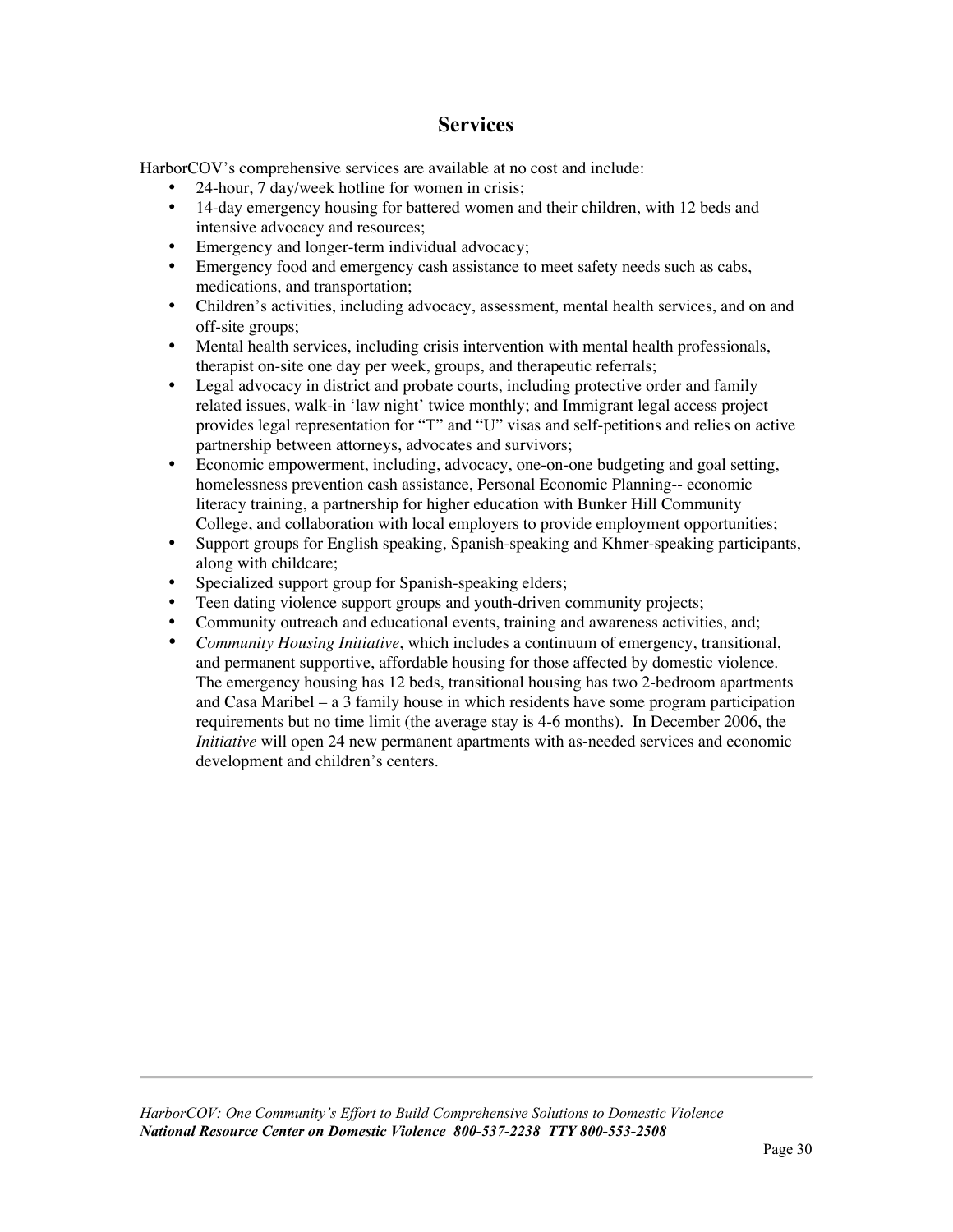## Services

HarborCOV's comprehensive services are available at no cost and include:

- 24-hour, 7 day/week hotline for women in crisis;
- 14-day emergency housing for battered women and their children, with 12 beds and intensive advocacy and resources;
- Emergency and longer-term individual advocacy;
- Emergency food and emergency cash assistance to meet safety needs such as cabs, medications, and transportation;
- Children's activities, including advocacy, assessment, mental health services, and on and off-site groups;
- Mental health services, including crisis intervention with mental health professionals, therapist on-site one day per week, groups, and therapeutic referrals;
- Legal advocacy in district and probate courts, including protective order and family related issues, walk-in 'law night' twice monthly; and Immigrant legal access project provides legal representation for "T" and "U" visas and self-petitions and relies on active partnership between attorneys, advocates and survivors;
- Economic empowerment, including, advocacy, one-on-one budgeting and goal setting, homelessness prevention cash assistance, Personal Economic Planning-- economic literacy training, a partnership for higher education with Bunker Hill Community College, and collaboration with local employers to provide employment opportunities;
- Support groups for English speaking, Spanish-speaking and Khmer-speaking participants, along with childcare;
- Specialized support group for Spanish-speaking elders;
- Teen dating violence support groups and youth-driven community projects;
- Community outreach and educational events, training and awareness activities, and;
- *Community Housing Initiative*, which includes a continuum of emergency, transitional, and permanent supportive, affordable housing for those affected by domestic violence. The emergency housing has 12 beds, transitional housing has two 2-bedroom apartments and Casa Maribel – a 3 family house in which residents have some program participation requirements but no time limit (the average stay is 4-6 months). In December 2006, the *Initiative* will open 24 new permanent apartments with as-needed services and economic development and children's centers.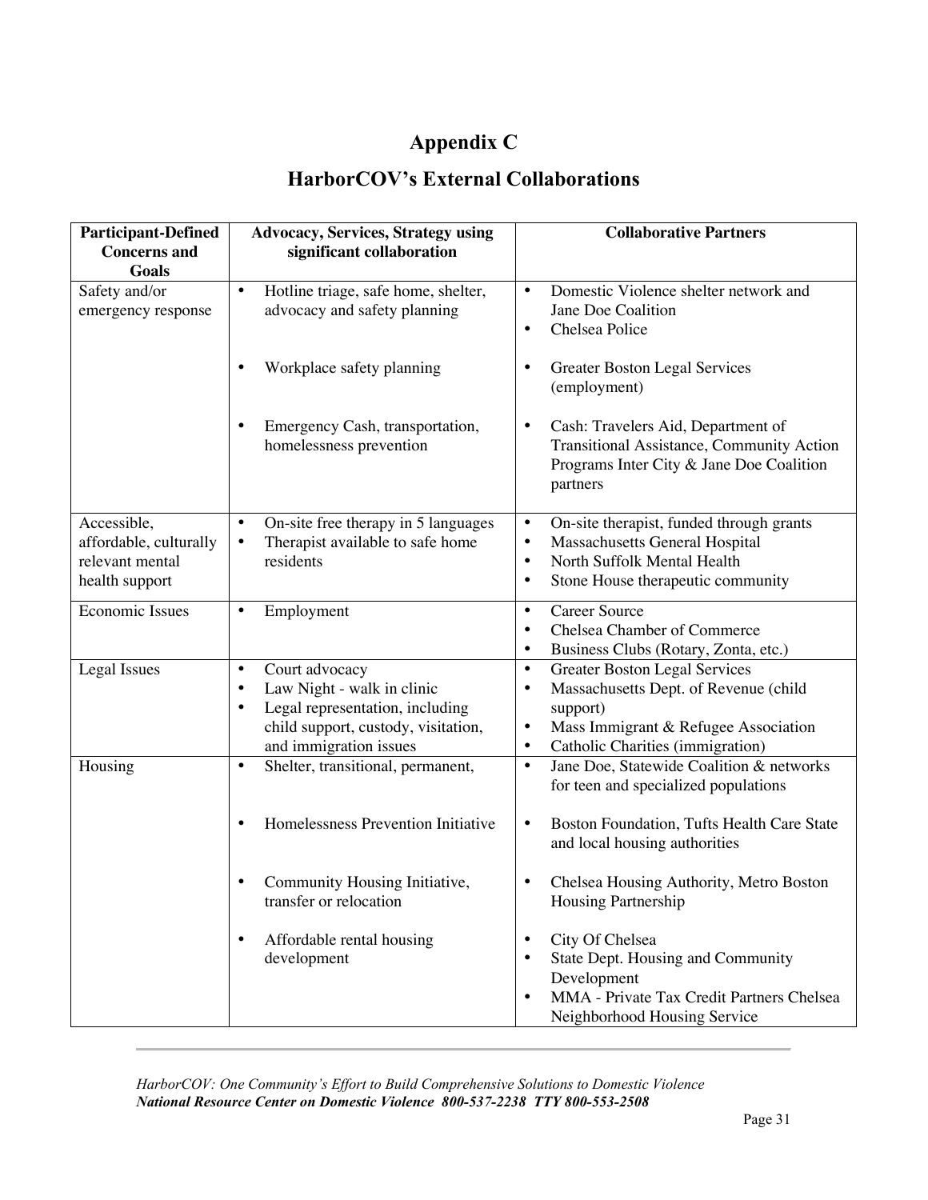# Appendix C

## HarborCOV's External Collaborations

| Participant-Defined Concerns and Goals | Advocacy, Services, Strategy using significant collaboration | Collaborative Partners |
|---|---|---|
| Safety and/or emergency response | • Hotline triage, safe home, shelter, advocacy and safety planning | • Domestic Violence shelter network and Jane Doe Coalition<br>• Chelsea Police |
| | • Workplace safety planning | • Greater Boston Legal Services (employment) |
| | • Emergency Cash, transportation, homelessness prevention | • Cash: Travelers Aid, Department of Transitional Assistance, Community Action Programs Inter City & Jane Doe Coalition partners |
| Accessible, affordable, culturally relevant mental health support | • On-site free therapy in 5 languages<br>• Therapist available to safe home residents | • On-site therapist, funded through grants<br>• Massachusetts General Hospital<br>• North Suffolk Mental Health<br>• Stone House therapeutic community |
| Economic Issues | • Employment | • Career Source<br>• Chelsea Chamber of Commerce<br>• Business Clubs (Rotary, Zonta, etc.) |
| Legal Issues | • Court advocacy<br>• Law Night - walk in clinic<br>• Legal representation, including child support, custody, visitation, and immigration issues | • Greater Boston Legal Services<br>• Massachusetts Dept. of Revenue (child support)<br>• Mass Immigrant & Refugee Association<br>• Catholic Charities (immigration) |
| Housing | • Shelter, transitional, permanent, | • Jane Doe, Statewide Coalition & networks for teen and specialized populations |
| | • Homelessness Prevention Initiative | • Boston Foundation, Tufts Health Care State and local housing authorities |
| | • Community Housing Initiative, transfer or relocation | • Chelsea Housing Authority, Metro Boston Housing Partnership |
| | • Affordable rental housing development | • City Of Chelsea<br>• State Dept. Housing and Community Development<br>• MMA - Private Tax Credit Partners Chelsea Neighborhood Housing Service |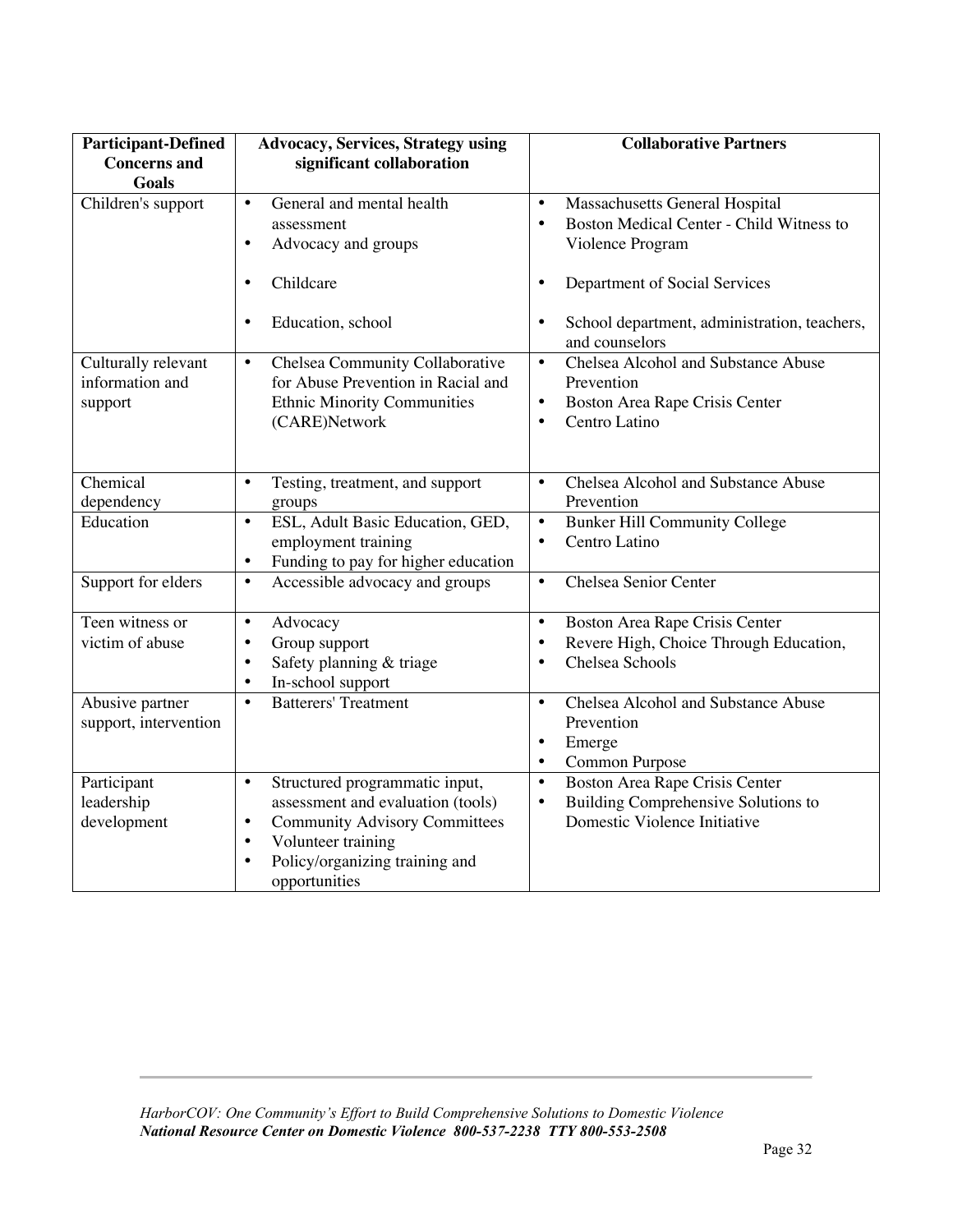| Participant-Defined Concerns and Goals | Advocacy, Services, Strategy using significant collaboration | Collaborative Partners |
|---|---|---|
| Children's support | • General and mental health assessment<br>• Advocacy and groups<br>• Childcare<br>• Education, school | • Massachusetts General Hospital<br>• Boston Medical Center - Child Witness to Violence Program<br>• Department of Social Services<br>• School department, administration, teachers, and counselors |
| Culturally relevant information and support | • Chelsea Community Collaborative for Abuse Prevention in Racial and Ethnic Minority Communities (CARE)Network | • Chelsea Alcohol and Substance Abuse Prevention<br>• Boston Area Rape Crisis Center<br>• Centro Latino |
| Chemical dependency | • Testing, treatment, and support groups | • Chelsea Alcohol and Substance Abuse Prevention |
| Education | • ESL, Adult Basic Education, GED, employment training<br>• Funding to pay for higher education | • Bunker Hill Community College<br>• Centro Latino |
| Support for elders | • Accessible advocacy and groups | • Chelsea Senior Center |
| Teen witness or victim of abuse | • Advocacy<br>• Group support<br>• Safety planning & triage<br>• In-school support | • Boston Area Rape Crisis Center<br>• Revere High, Choice Through Education,<br>• Chelsea Schools |
| Abusive partner support, intervention | • Batterers' Treatment | • Chelsea Alcohol and Substance Abuse Prevention<br>• Emerge<br>• Common Purpose |
| Participant leadership development | • Structured programmatic input, assessment and evaluation (tools)<br>• Community Advisory Committees<br>• Volunteer training<br>• Policy/organizing training and opportunities | • Boston Area Rape Crisis Center<br>• Building Comprehensive Solutions to Domestic Violence Initiative |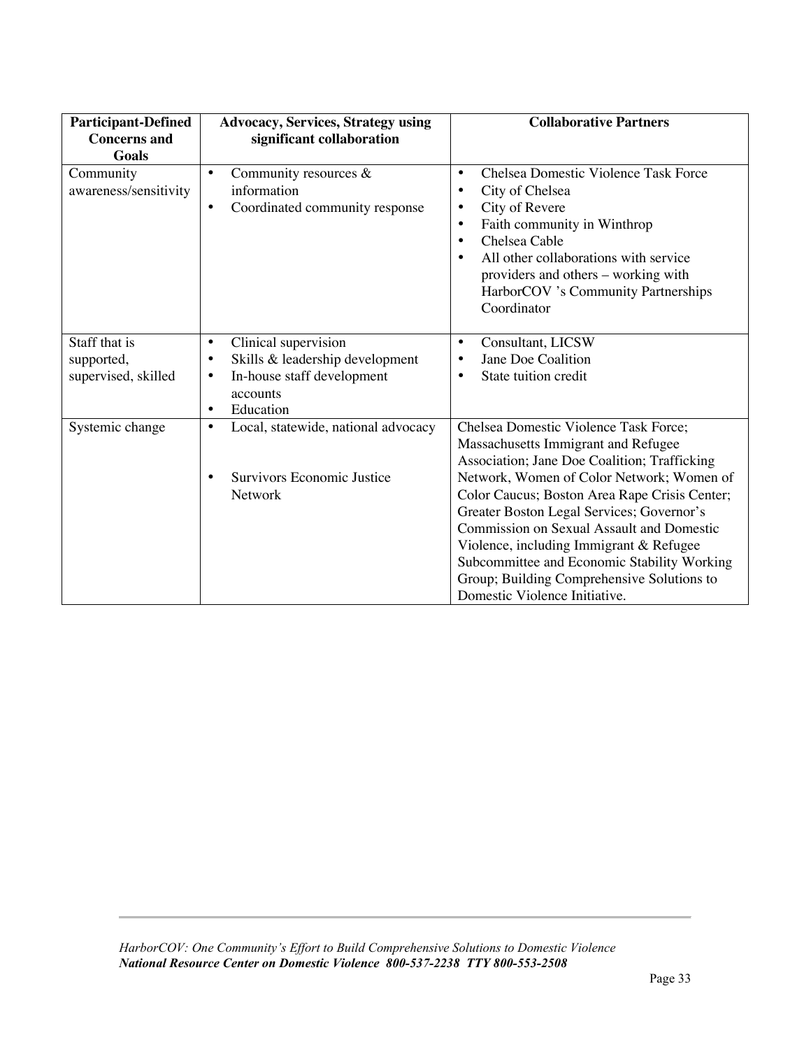| Participant-Defined Concerns and Goals | Advocacy, Services, Strategy using significant collaboration | Collaborative Partners |
|---|---|---|
| Community awareness/sensitivity | • Community resources & information<br>• Coordinated community response | • Chelsea Domestic Violence Task Force<br>• City of Chelsea<br>• City of Revere<br>• Faith community in Winthrop<br>• Chelsea Cable<br>• All other collaborations with service providers and others – working with HarborCOV 's Community Partnerships Coordinator |
| Staff that is supported, supervised, skilled | • Clinical supervision<br>• Skills & leadership development<br>• In-house staff development accounts<br>• Education | • Consultant, LICSW<br>• Jane Doe Coalition<br>• State tuition credit |
| Systemic change | • Local, statewide, national advocacy<br>• Survivors Economic Justice Network | Chelsea Domestic Violence Task Force; Massachusetts Immigrant and Refugee Association; Jane Doe Coalition; Trafficking Network, Women of Color Network; Women of Color Caucus; Boston Area Rape Crisis Center; Greater Boston Legal Services; Governor's Commission on Sexual Assault and Domestic Violence, including Immigrant & Refugee Subcommittee and Economic Stability Working Group; Building Comprehensive Solutions to Domestic Violence Initiative. |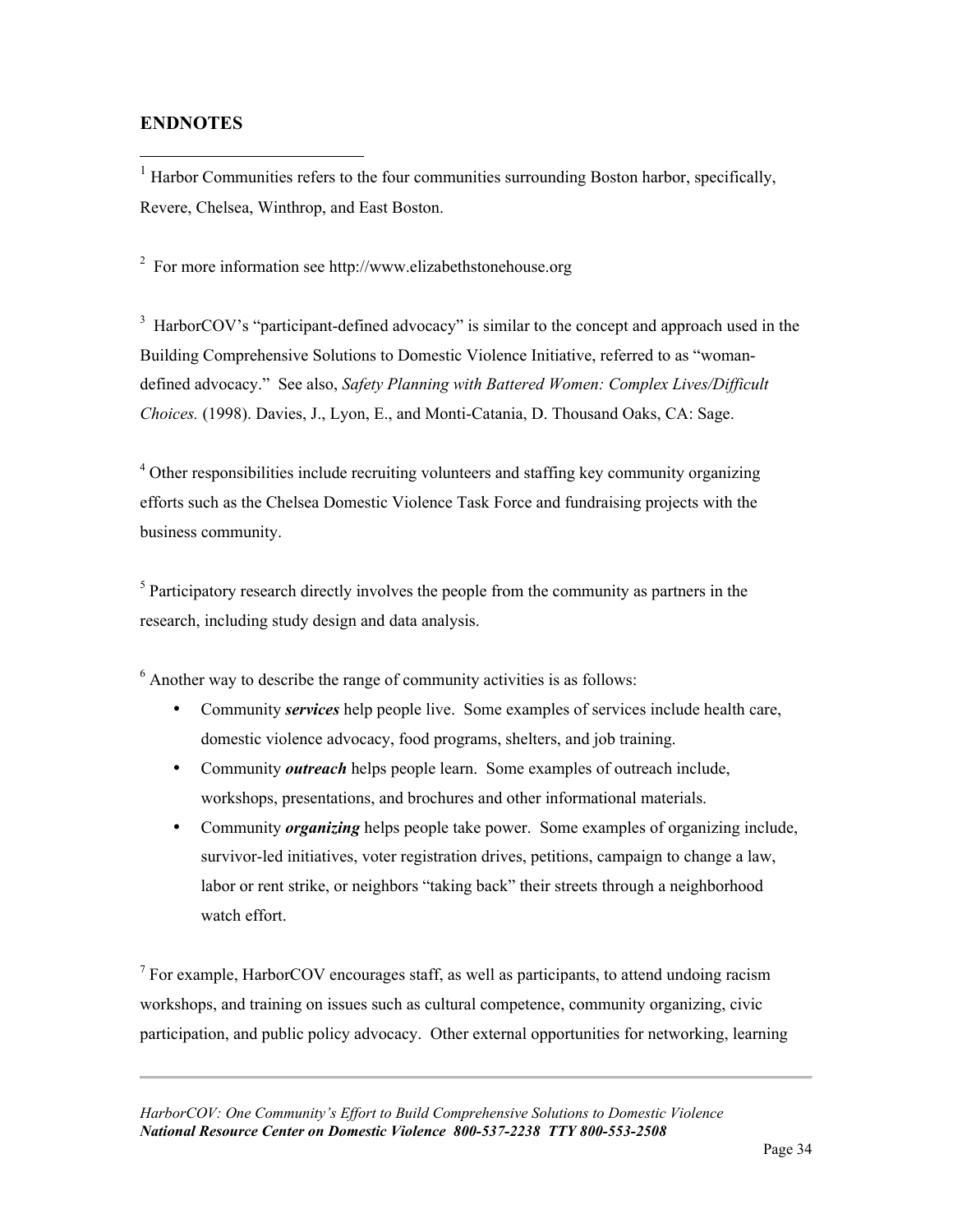## ENDNOTES

[1] Harbor Communities refers to the four communities surrounding Boston harbor, specifically, Revere, Chelsea, Winthrop, and East Boston.

[2] For more information see http://www.elizabethstonehouse.org

[3] HarborCOV's "participant-defined advocacy" is similar to the concept and approach used in the Building Comprehensive Solutions to Domestic Violence Initiative, referred to as "woman-defined advocacy." See also, *Safety Planning with Battered Women: Complex Lives/Difficult Choices.* (1998). Davies, J., Lyon, E., and Monti-Catania, D. Thousand Oaks, CA: Sage.

[4] Other responsibilities include recruiting volunteers and staffing key community organizing efforts such as the Chelsea Domestic Violence Task Force and fundraising projects with the business community.

[5] Participatory research directly involves the people from the community as partners in the research, including study design and data analysis.

[6] Another way to describe the range of community activities is as follows:

- Community ***services*** help people live. Some examples of services include health care, domestic violence advocacy, food programs, shelters, and job training.
- Community ***outreach*** helps people learn. Some examples of outreach include, workshops, presentations, and brochures and other informational materials.
- Community ***organizing*** helps people take power. Some examples of organizing include, survivor-led initiatives, voter registration drives, petitions, campaign to change a law, labor or rent strike, or neighbors "taking back" their streets through a neighborhood watch effort.

[7] For example, HarborCOV encourages staff, as well as participants, to attend undoing racism workshops, and training on issues such as cultural competence, community organizing, civic participation, and public policy advocacy. Other external opportunities for networking, learning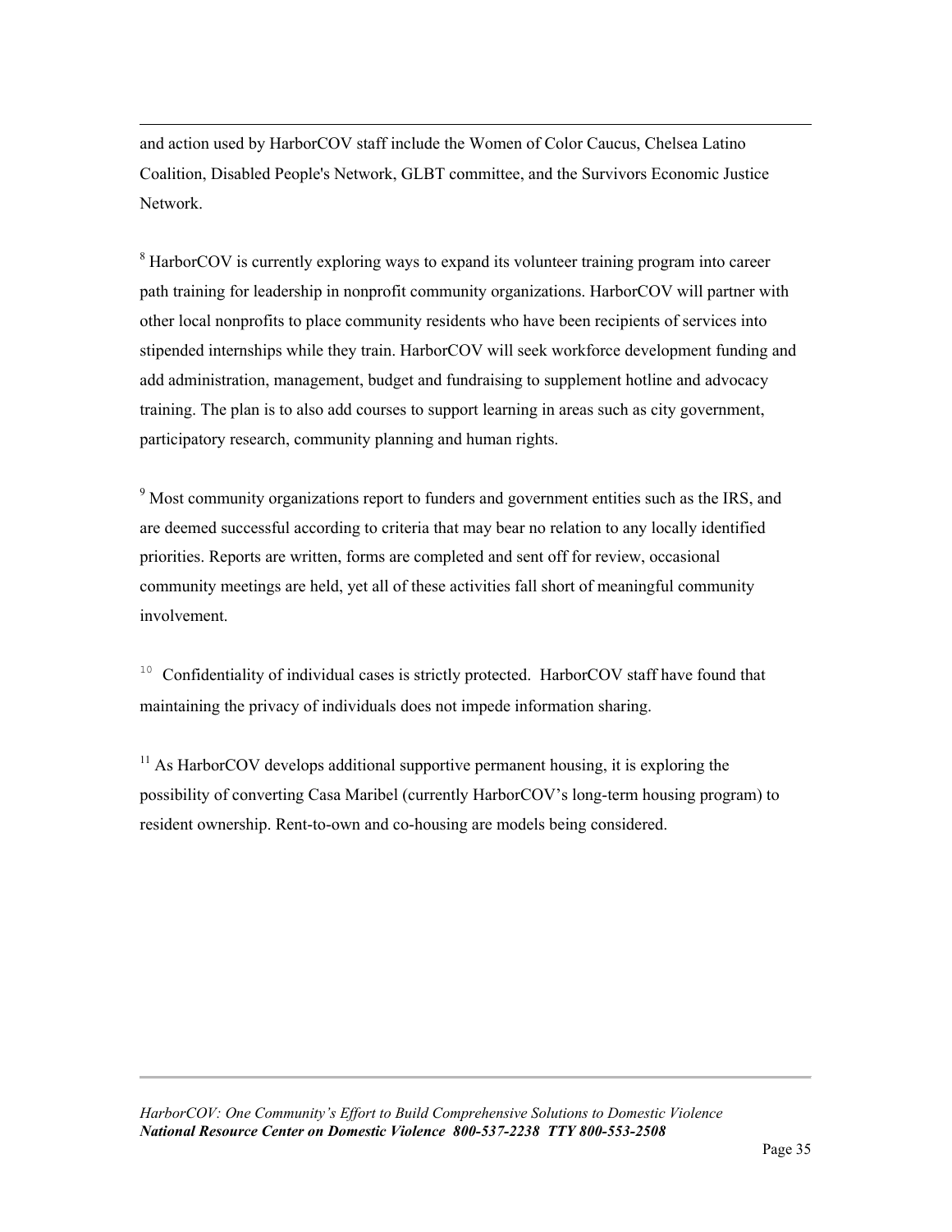and action used by HarborCOV staff include the Women of Color Caucus, Chelsea Latino Coalition, Disabled People's Network, GLBT committee, and the Survivors Economic Justice Network.

[8] HarborCOV is currently exploring ways to expand its volunteer training program into career path training for leadership in nonprofit community organizations. HarborCOV will partner with other local nonprofits to place community residents who have been recipients of services into stipended internships while they train. HarborCOV will seek workforce development funding and add administration, management, budget and fundraising to supplement hotline and advocacy training. The plan is to also add courses to support learning in areas such as city government, participatory research, community planning and human rights.

[9] Most community organizations report to funders and government entities such as the IRS, and are deemed successful according to criteria that may bear no relation to any locally identified priorities. Reports are written, forms are completed and sent off for review, occasional community meetings are held, yet all of these activities fall short of meaningful community involvement.

[10] Confidentiality of individual cases is strictly protected. HarborCOV staff have found that maintaining the privacy of individuals does not impede information sharing.

[11] As HarborCOV develops additional supportive permanent housing, it is exploring the possibility of converting Casa Maribel (currently HarborCOV's long-term housing program) to resident ownership. Rent-to-own and co-housing are models being considered.